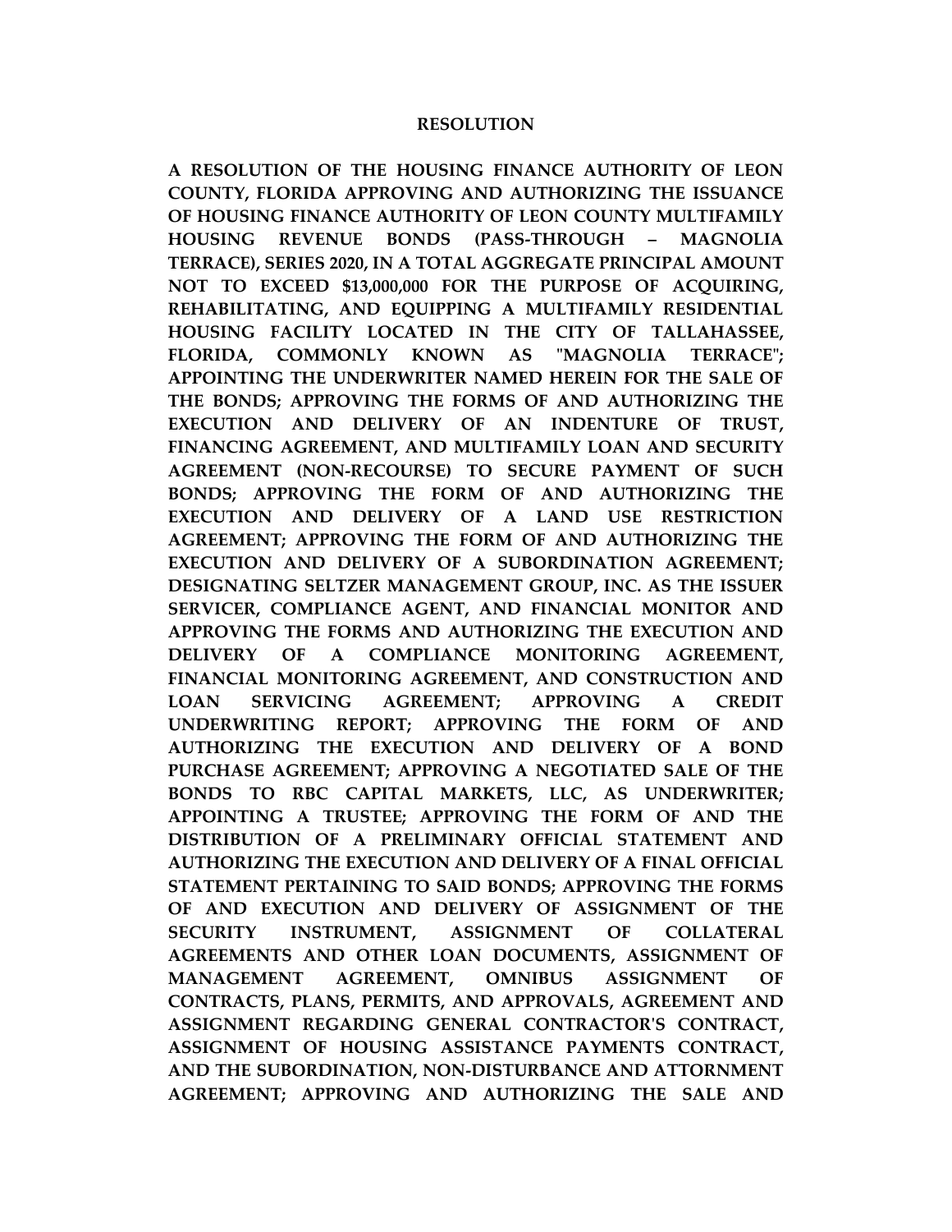# RESOLUTION

**A RESOLUTION OF THE HOUSING FINANCE AUTHORITY OF LEON COUNTY, FLORIDA APPROVING AND AUTHORIZING THE ISSUANCE OF HOUSING FINANCE AUTHORITY OF LEON COUNTY MULTIFAMILY HOUSING REVENUE BONDS (PASS-THROUGH – MAGNOLIA TERRACE), SERIES 2020, IN A TOTAL AGGREGATE PRINCIPAL AMOUNT NOT TO EXCEED $13,000,000 FOR THE PURPOSE OF ACQUIRING, REHABILITATING, AND EQUIPPING A MULTIFAMILY RESIDENTIAL HOUSING FACILITY LOCATED IN THE CITY OF TALLAHASSEE, FLORIDA, COMMONLY KNOWN AS "MAGNOLIA TERRACE"; APPOINTING THE UNDERWRITER NAMED HEREIN FOR THE SALE OF THE BONDS; APPROVING THE FORMS OF AND AUTHORIZING THE EXECUTION AND DELIVERY OF AN INDENTURE OF TRUST, FINANCING AGREEMENT, AND MULTIFAMILY LOAN AND SECURITY AGREEMENT (NON-RECOURSE) TO SECURE PAYMENT OF SUCH BONDS; APPROVING THE FORM OF AND AUTHORIZING THE EXECUTION AND DELIVERY OF A LAND USE RESTRICTION AGREEMENT; APPROVING THE FORM OF AND AUTHORIZING THE EXECUTION AND DELIVERY OF A SUBORDINATION AGREEMENT; DESIGNATING SELTZER MANAGEMENT GROUP, INC. AS THE ISSUER SERVICER, COMPLIANCE AGENT, AND FINANCIAL MONITOR AND APPROVING THE FORMS AND AUTHORIZING THE EXECUTION AND DELIVERY OF A COMPLIANCE MONITORING AGREEMENT, FINANCIAL MONITORING AGREEMENT, AND CONSTRUCTION AND LOAN SERVICING AGREEMENT; APPROVING A CREDIT UNDERWRITING REPORT; APPROVING THE FORM OF AND AUTHORIZING THE EXECUTION AND DELIVERY OF A BOND PURCHASE AGREEMENT; APPROVING A NEGOTIATED SALE OF THE BONDS TO RBC CAPITAL MARKETS, LLC, AS UNDERWRITER; APPOINTING A TRUSTEE; APPROVING THE FORM OF AND THE DISTRIBUTION OF A PRELIMINARY OFFICIAL STATEMENT AND AUTHORIZING THE EXECUTION AND DELIVERY OF A FINAL OFFICIAL STATEMENT PERTAINING TO SAID BONDS; APPROVING THE FORMS OF AND EXECUTION AND DELIVERY OF ASSIGNMENT OF THE SECURITY INSTRUMENT, ASSIGNMENT OF COLLATERAL AGREEMENTS AND OTHER LOAN DOCUMENTS, ASSIGNMENT OF MANAGEMENT AGREEMENT, OMNIBUS ASSIGNMENT OF CONTRACTS, PLANS, PERMITS, AND APPROVALS, AGREEMENT AND ASSIGNMENT REGARDING GENERAL CONTRACTOR'S CONTRACT, ASSIGNMENT OF HOUSING ASSISTANCE PAYMENTS CONTRACT, AND THE SUBORDINATION, NON-DISTURBANCE AND ATTORNMENT AGREEMENT; APPROVING AND AUTHORIZING THE SALE AND**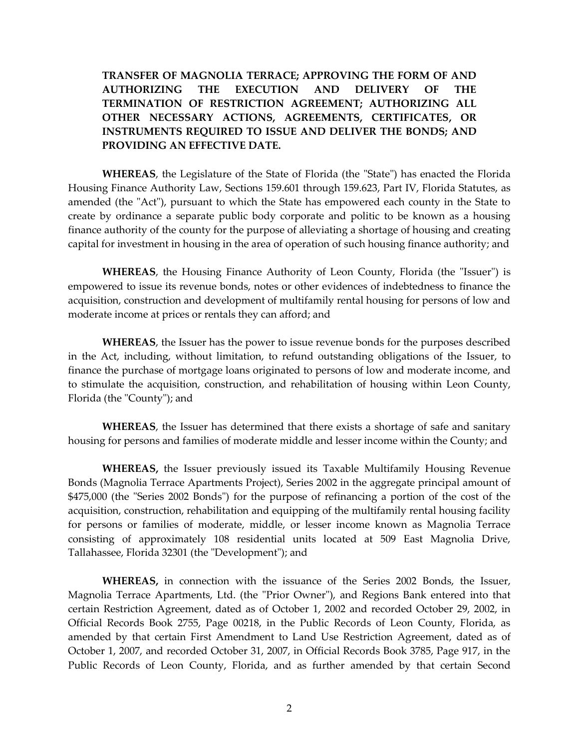**TRANSFER OF MAGNOLIA TERRACE; APPROVING THE FORM OF AND AUTHORIZING THE EXECUTION AND DELIVERY OF THE TERMINATION OF RESTRICTION AGREEMENT; AUTHORIZING ALL OTHER NECESSARY ACTIONS, AGREEMENTS, CERTIFICATES, OR INSTRUMENTS REQUIRED TO ISSUE AND DELIVER THE BONDS; AND PROVIDING AN EFFECTIVE DATE.**

**WHEREAS**, the Legislature of the State of Florida (the "State") has enacted the Florida Housing Finance Authority Law, Sections 159.601 through 159.623, Part IV, Florida Statutes, as amended (the "Act"), pursuant to which the State has empowered each county in the State to create by ordinance a separate public body corporate and politic to be known as a housing finance authority of the county for the purpose of alleviating a shortage of housing and creating capital for investment in housing in the area of operation of such housing finance authority; and

**WHEREAS**, the Housing Finance Authority of Leon County, Florida (the "Issuer") is empowered to issue its revenue bonds, notes or other evidences of indebtedness to finance the acquisition, construction and development of multifamily rental housing for persons of low and moderate income at prices or rentals they can afford; and

**WHEREAS**, the Issuer has the power to issue revenue bonds for the purposes described in the Act, including, without limitation, to refund outstanding obligations of the Issuer, to finance the purchase of mortgage loans originated to persons of low and moderate income, and to stimulate the acquisition, construction, and rehabilitation of housing within Leon County, Florida (the "County"); and

**WHEREAS**, the Issuer has determined that there exists a shortage of safe and sanitary housing for persons and families of moderate middle and lesser income within the County; and

**WHEREAS,** the Issuer previously issued its Taxable Multifamily Housing Revenue Bonds (Magnolia Terrace Apartments Project), Series 2002 in the aggregate principal amount of $475,000 (the "Series 2002 Bonds") for the purpose of refinancing a portion of the cost of the acquisition, construction, rehabilitation and equipping of the multifamily rental housing facility for persons or families of moderate, middle, or lesser income known as Magnolia Terrace consisting of approximately 108 residential units located at 509 East Magnolia Drive, Tallahassee, Florida 32301 (the "Development"); and

**WHEREAS,** in connection with the issuance of the Series 2002 Bonds, the Issuer, Magnolia Terrace Apartments, Ltd. (the "Prior Owner"), and Regions Bank entered into that certain Restriction Agreement, dated as of October 1, 2002 and recorded October 29, 2002, in Official Records Book 2755, Page 00218, in the Public Records of Leon County, Florida, as amended by that certain First Amendment to Land Use Restriction Agreement, dated as of October 1, 2007, and recorded October 31, 2007, in Official Records Book 3785, Page 917, in the Public Records of Leon County, Florida, and as further amended by that certain Second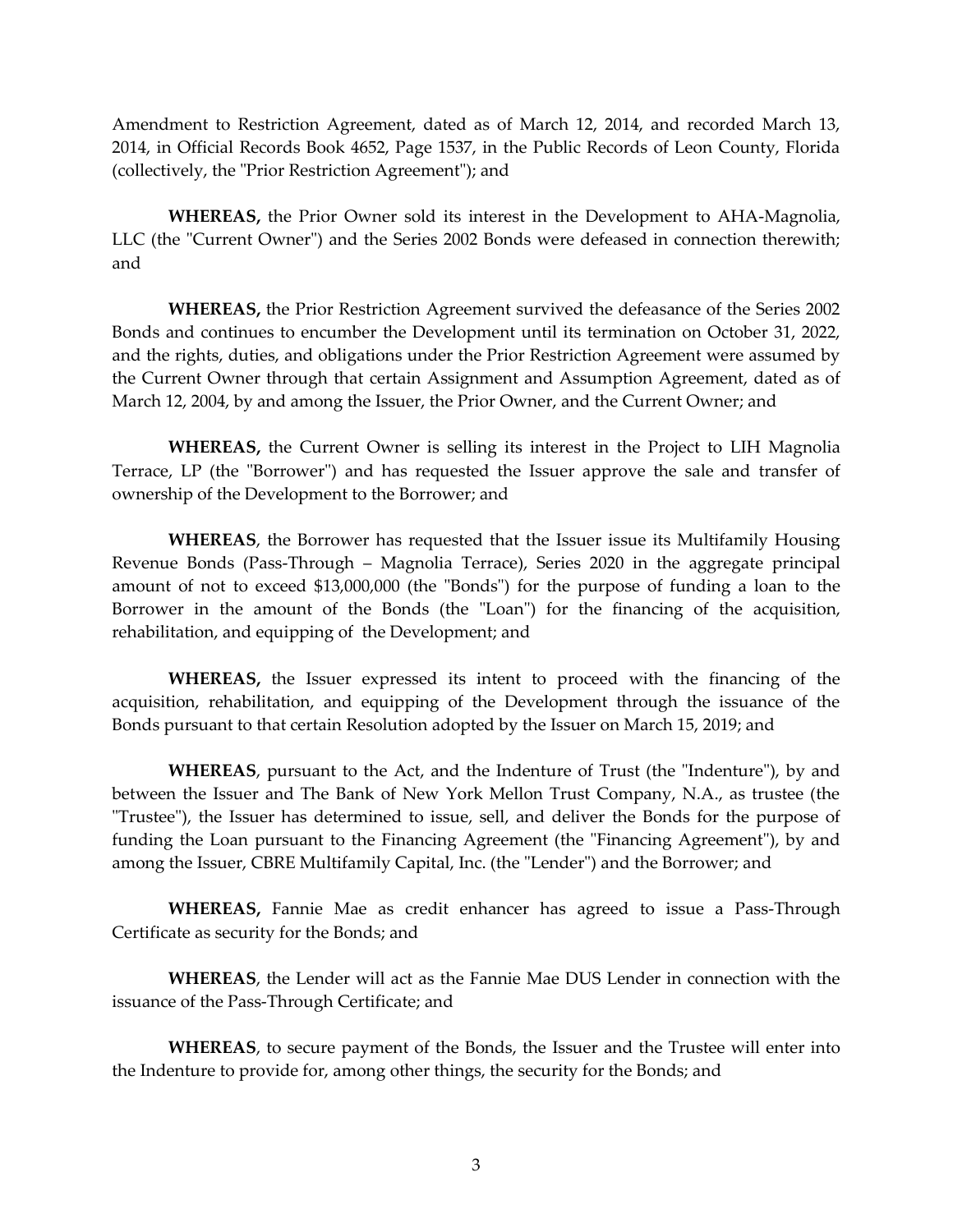Amendment to Restriction Agreement, dated as of March 12, 2014, and recorded March 13, 2014, in Official Records Book 4652, Page 1537, in the Public Records of Leon County, Florida (collectively, the "Prior Restriction Agreement"); and

**WHEREAS,** the Prior Owner sold its interest in the Development to AHA-Magnolia, LLC (the "Current Owner") and the Series 2002 Bonds were defeased in connection therewith; and

**WHEREAS,** the Prior Restriction Agreement survived the defeasance of the Series 2002 Bonds and continues to encumber the Development until its termination on October 31, 2022, and the rights, duties, and obligations under the Prior Restriction Agreement were assumed by the Current Owner through that certain Assignment and Assumption Agreement, dated as of March 12, 2004, by and among the Issuer, the Prior Owner, and the Current Owner; and

**WHEREAS,** the Current Owner is selling its interest in the Project to LIH Magnolia Terrace, LP (the "Borrower") and has requested the Issuer approve the sale and transfer of ownership of the Development to the Borrower; and

**WHEREAS**, the Borrower has requested that the Issuer issue its Multifamily Housing Revenue Bonds (Pass-Through – Magnolia Terrace), Series 2020 in the aggregate principal amount of not to exceed $13,000,000 (the "Bonds") for the purpose of funding a loan to the Borrower in the amount of the Bonds (the "Loan") for the financing of the acquisition, rehabilitation, and equipping of the Development; and

**WHEREAS,** the Issuer expressed its intent to proceed with the financing of the acquisition, rehabilitation, and equipping of the Development through the issuance of the Bonds pursuant to that certain Resolution adopted by the Issuer on March 15, 2019; and

**WHEREAS**, pursuant to the Act, and the Indenture of Trust (the "Indenture"), by and between the Issuer and The Bank of New York Mellon Trust Company, N.A., as trustee (the "Trustee"), the Issuer has determined to issue, sell, and deliver the Bonds for the purpose of funding the Loan pursuant to the Financing Agreement (the "Financing Agreement"), by and among the Issuer, CBRE Multifamily Capital, Inc. (the "Lender") and the Borrower; and

**WHEREAS,** Fannie Mae as credit enhancer has agreed to issue a Pass-Through Certificate as security for the Bonds; and

**WHEREAS**, the Lender will act as the Fannie Mae DUS Lender in connection with the issuance of the Pass-Through Certificate; and

**WHEREAS**, to secure payment of the Bonds, the Issuer and the Trustee will enter into the Indenture to provide for, among other things, the security for the Bonds; and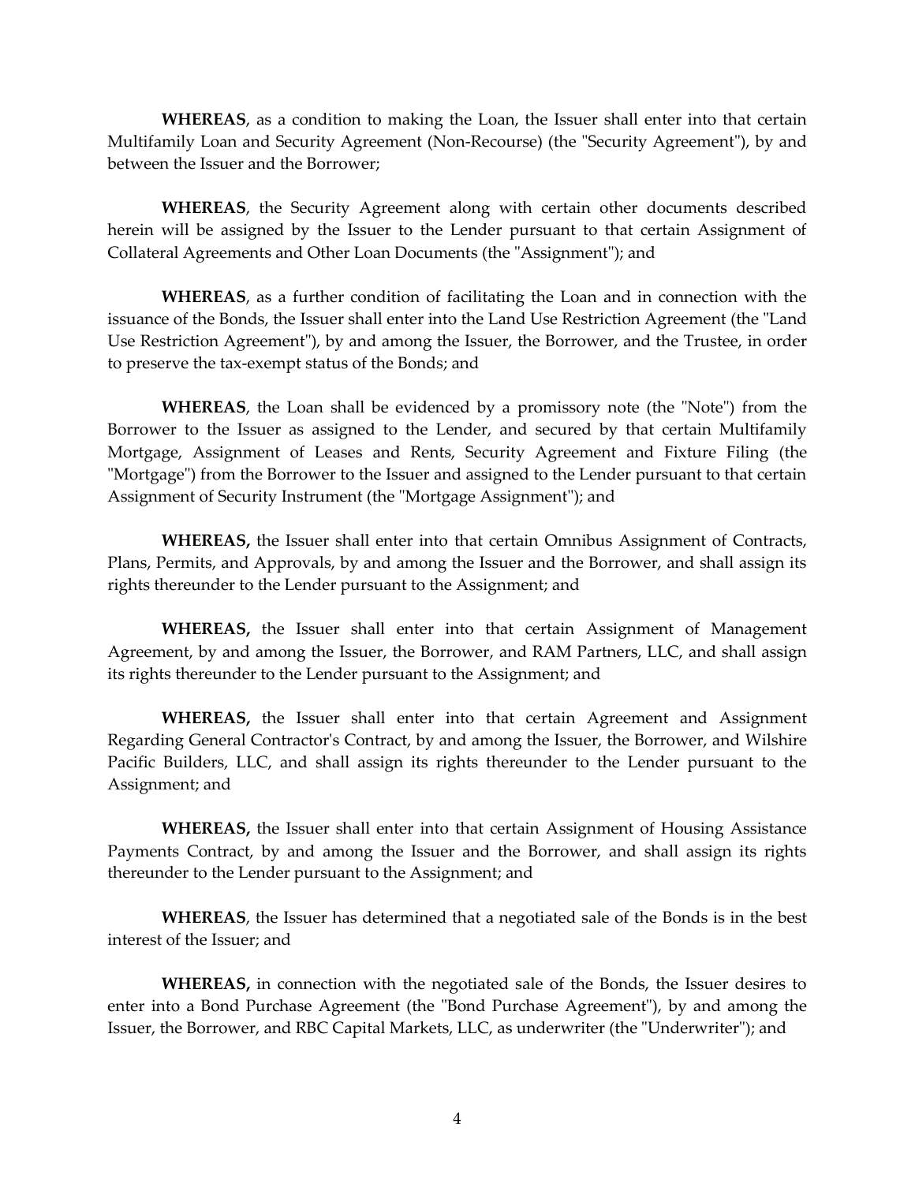**WHEREAS**, as a condition to making the Loan, the Issuer shall enter into that certain Multifamily Loan and Security Agreement (Non-Recourse) (the "Security Agreement"), by and between the Issuer and the Borrower;

**WHEREAS**, the Security Agreement along with certain other documents described herein will be assigned by the Issuer to the Lender pursuant to that certain Assignment of Collateral Agreements and Other Loan Documents (the "Assignment"); and

**WHEREAS**, as a further condition of facilitating the Loan and in connection with the issuance of the Bonds, the Issuer shall enter into the Land Use Restriction Agreement (the "Land Use Restriction Agreement"), by and among the Issuer, the Borrower, and the Trustee, in order to preserve the tax-exempt status of the Bonds; and

**WHEREAS**, the Loan shall be evidenced by a promissory note (the "Note") from the Borrower to the Issuer as assigned to the Lender, and secured by that certain Multifamily Mortgage, Assignment of Leases and Rents, Security Agreement and Fixture Filing (the "Mortgage") from the Borrower to the Issuer and assigned to the Lender pursuant to that certain Assignment of Security Instrument (the "Mortgage Assignment"); and

**WHEREAS,** the Issuer shall enter into that certain Omnibus Assignment of Contracts, Plans, Permits, and Approvals, by and among the Issuer and the Borrower, and shall assign its rights thereunder to the Lender pursuant to the Assignment; and

**WHEREAS,** the Issuer shall enter into that certain Assignment of Management Agreement, by and among the Issuer, the Borrower, and RAM Partners, LLC, and shall assign its rights thereunder to the Lender pursuant to the Assignment; and

**WHEREAS,** the Issuer shall enter into that certain Agreement and Assignment Regarding General Contractor's Contract, by and among the Issuer, the Borrower, and Wilshire Pacific Builders, LLC, and shall assign its rights thereunder to the Lender pursuant to the Assignment; and

**WHEREAS,** the Issuer shall enter into that certain Assignment of Housing Assistance Payments Contract, by and among the Issuer and the Borrower, and shall assign its rights thereunder to the Lender pursuant to the Assignment; and

**WHEREAS**, the Issuer has determined that a negotiated sale of the Bonds is in the best interest of the Issuer; and

**WHEREAS,** in connection with the negotiated sale of the Bonds, the Issuer desires to enter into a Bond Purchase Agreement (the "Bond Purchase Agreement"), by and among the Issuer, the Borrower, and RBC Capital Markets, LLC, as underwriter (the "Underwriter"); and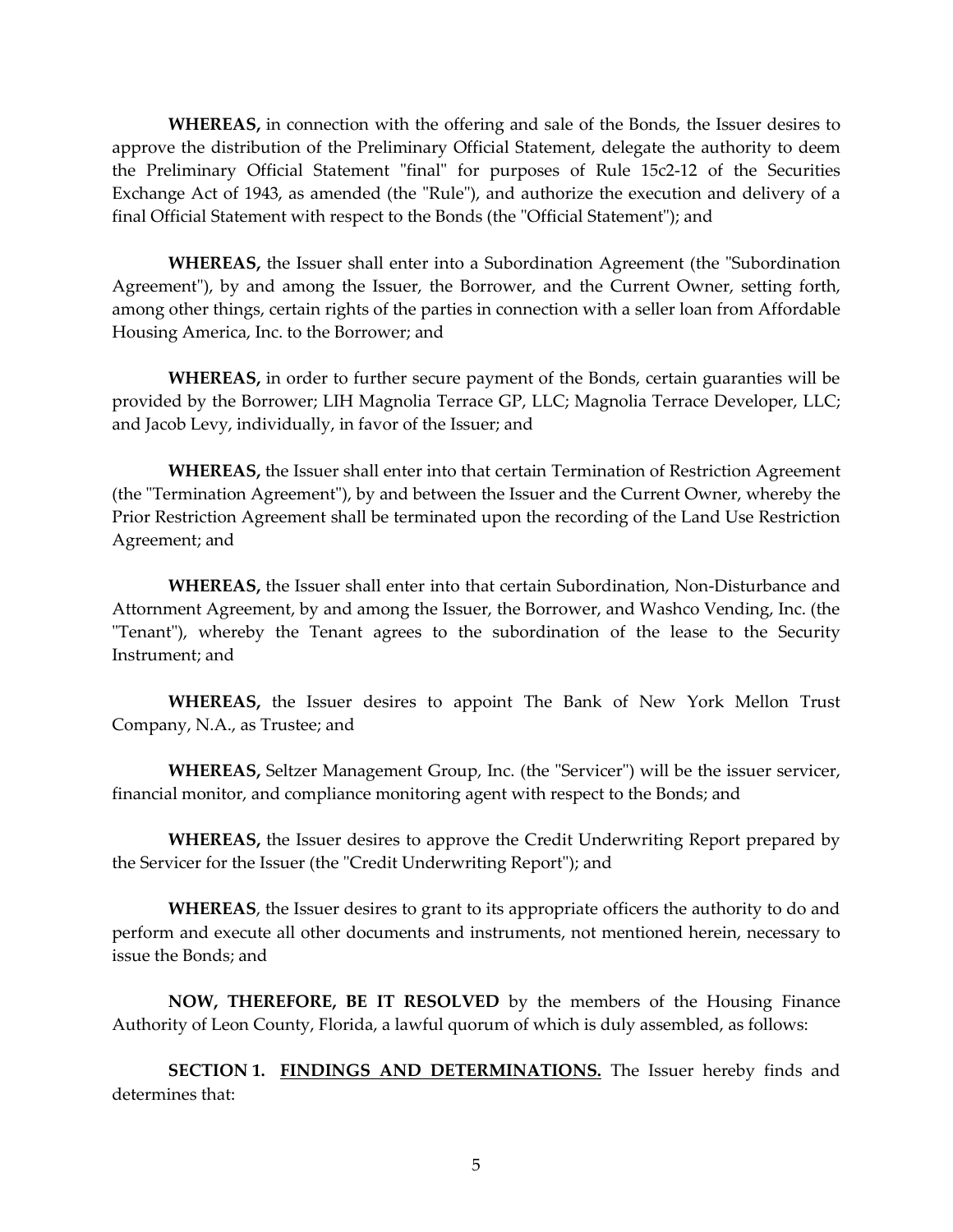**WHEREAS,** in connection with the offering and sale of the Bonds, the Issuer desires to approve the distribution of the Preliminary Official Statement, delegate the authority to deem the Preliminary Official Statement "final" for purposes of Rule 15c2-12 of the Securities Exchange Act of 1943, as amended (the "Rule"), and authorize the execution and delivery of a final Official Statement with respect to the Bonds (the "Official Statement"); and

**WHEREAS,** the Issuer shall enter into a Subordination Agreement (the "Subordination Agreement"), by and among the Issuer, the Borrower, and the Current Owner, setting forth, among other things, certain rights of the parties in connection with a seller loan from Affordable Housing America, Inc. to the Borrower; and

**WHEREAS,** in order to further secure payment of the Bonds, certain guaranties will be provided by the Borrower; LIH Magnolia Terrace GP, LLC; Magnolia Terrace Developer, LLC; and Jacob Levy, individually, in favor of the Issuer; and

**WHEREAS,** the Issuer shall enter into that certain Termination of Restriction Agreement (the "Termination Agreement"), by and between the Issuer and the Current Owner, whereby the Prior Restriction Agreement shall be terminated upon the recording of the Land Use Restriction Agreement; and

**WHEREAS,** the Issuer shall enter into that certain Subordination, Non-Disturbance and Attornment Agreement, by and among the Issuer, the Borrower, and Washco Vending, Inc. (the "Tenant"), whereby the Tenant agrees to the subordination of the lease to the Security Instrument; and

**WHEREAS,** the Issuer desires to appoint The Bank of New York Mellon Trust Company, N.A., as Trustee; and

**WHEREAS,** Seltzer Management Group, Inc. (the "Servicer") will be the issuer servicer, financial monitor, and compliance monitoring agent with respect to the Bonds; and

**WHEREAS,** the Issuer desires to approve the Credit Underwriting Report prepared by the Servicer for the Issuer (the "Credit Underwriting Report"); and

**WHEREAS**, the Issuer desires to grant to its appropriate officers the authority to do and perform and execute all other documents and instruments, not mentioned herein, necessary to issue the Bonds; and

**NOW, THEREFORE, BE IT RESOLVED** by the members of the Housing Finance Authority of Leon County, Florida, a lawful quorum of which is duly assembled, as follows:

**SECTION 1. <u>FINDINGS AND DETERMINATIONS.</u>** The Issuer hereby finds and determines that: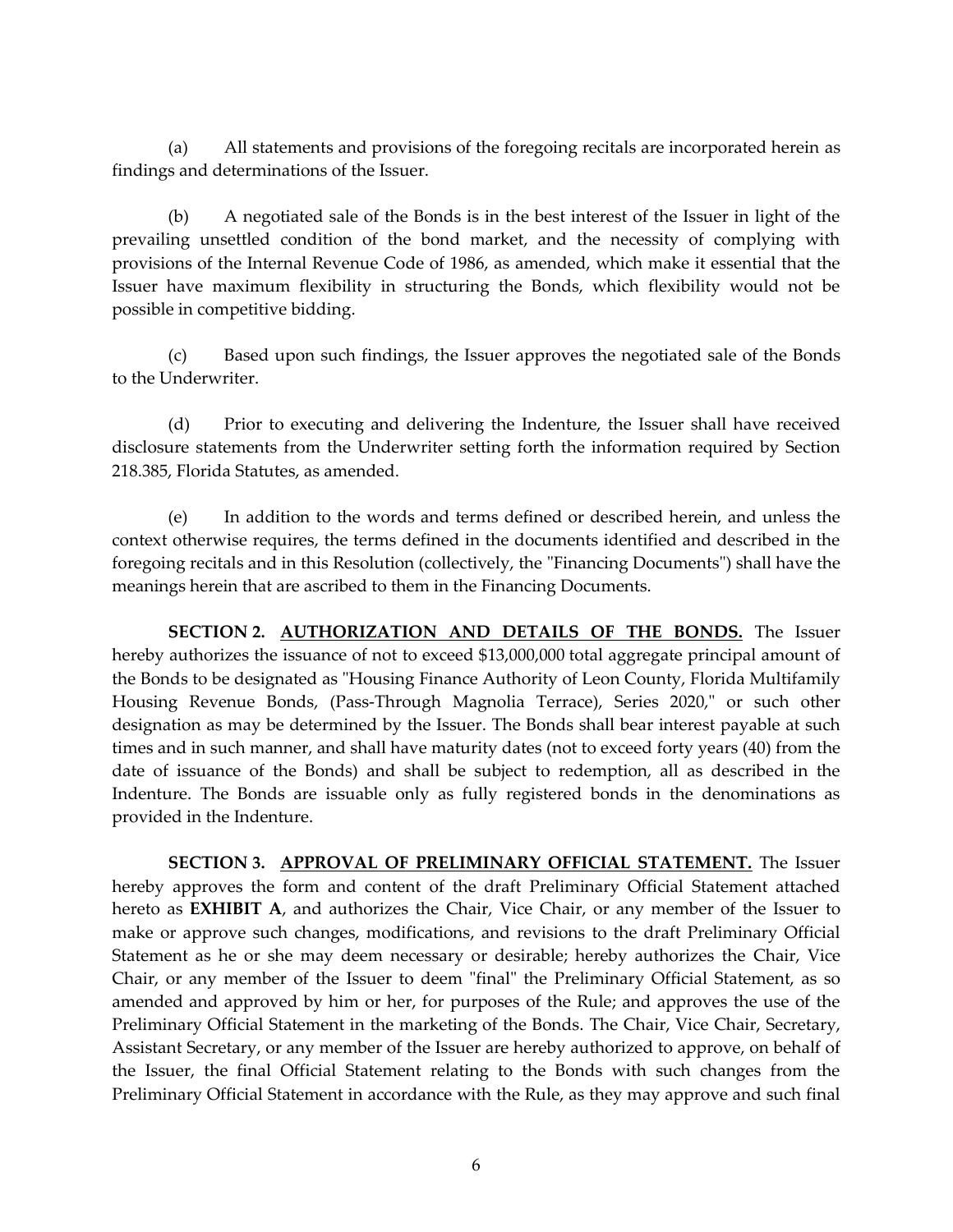(a) All statements and provisions of the foregoing recitals are incorporated herein as findings and determinations of the Issuer.

(b) A negotiated sale of the Bonds is in the best interest of the Issuer in light of the prevailing unsettled condition of the bond market, and the necessity of complying with provisions of the Internal Revenue Code of 1986, as amended, which make it essential that the Issuer have maximum flexibility in structuring the Bonds, which flexibility would not be possible in competitive bidding.

(c) Based upon such findings, the Issuer approves the negotiated sale of the Bonds to the Underwriter.

(d) Prior to executing and delivering the Indenture, the Issuer shall have received disclosure statements from the Underwriter setting forth the information required by Section 218.385, Florida Statutes, as amended.

(e) In addition to the words and terms defined or described herein, and unless the context otherwise requires, the terms defined in the documents identified and described in the foregoing recitals and in this Resolution (collectively, the "Financing Documents") shall have the meanings herein that are ascribed to them in the Financing Documents.

**SECTION 2. <u>AUTHORIZATION AND DETAILS OF THE BONDS.</u>** The Issuer hereby authorizes the issuance of not to exceed $13,000,000 total aggregate principal amount of the Bonds to be designated as "Housing Finance Authority of Leon County, Florida Multifamily Housing Revenue Bonds, (Pass-Through Magnolia Terrace), Series 2020," or such other designation as may be determined by the Issuer. The Bonds shall bear interest payable at such times and in such manner, and shall have maturity dates (not to exceed forty years (40) from the date of issuance of the Bonds) and shall be subject to redemption, all as described in the Indenture. The Bonds are issuable only as fully registered bonds in the denominations as provided in the Indenture.

**SECTION 3. <u>APPROVAL OF PRELIMINARY OFFICIAL STATEMENT.</u>** The Issuer hereby approves the form and content of the draft Preliminary Official Statement attached hereto as **EXHIBIT A**, and authorizes the Chair, Vice Chair, or any member of the Issuer to make or approve such changes, modifications, and revisions to the draft Preliminary Official Statement as he or she may deem necessary or desirable; hereby authorizes the Chair, Vice Chair, or any member of the Issuer to deem "final" the Preliminary Official Statement, as so amended and approved by him or her, for purposes of the Rule; and approves the use of the Preliminary Official Statement in the marketing of the Bonds. The Chair, Vice Chair, Secretary, Assistant Secretary, or any member of the Issuer are hereby authorized to approve, on behalf of the Issuer, the final Official Statement relating to the Bonds with such changes from the Preliminary Official Statement in accordance with the Rule, as they may approve and such final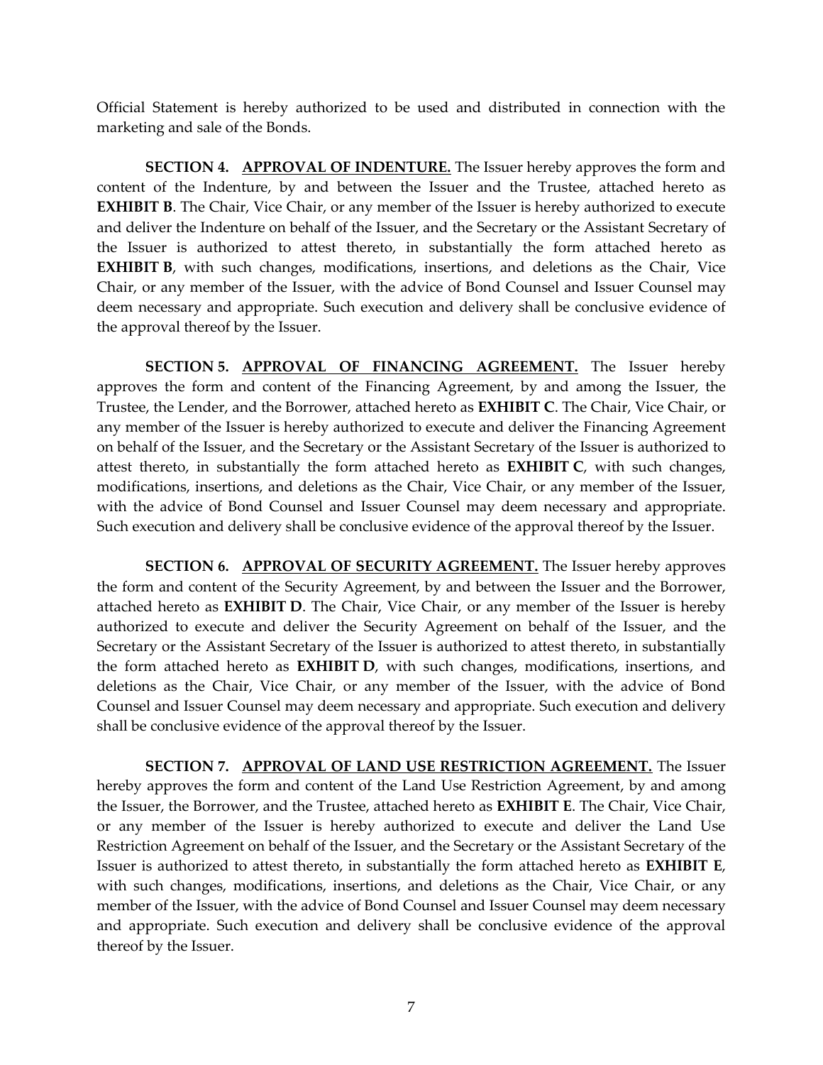Official Statement is hereby authorized to be used and distributed in connection with the marketing and sale of the Bonds.

**SECTION 4. <u>APPROVAL OF INDENTURE.</u>** The Issuer hereby approves the form and content of the Indenture, by and between the Issuer and the Trustee, attached hereto as **EXHIBIT B**. The Chair, Vice Chair, or any member of the Issuer is hereby authorized to execute and deliver the Indenture on behalf of the Issuer, and the Secretary or the Assistant Secretary of the Issuer is authorized to attest thereto, in substantially the form attached hereto as **EXHIBIT B**, with such changes, modifications, insertions, and deletions as the Chair, Vice Chair, or any member of the Issuer, with the advice of Bond Counsel and Issuer Counsel may deem necessary and appropriate. Such execution and delivery shall be conclusive evidence of the approval thereof by the Issuer.

**SECTION 5. <u>APPROVAL OF FINANCING AGREEMENT.</u>** The Issuer hereby approves the form and content of the Financing Agreement, by and among the Issuer, the Trustee, the Lender, and the Borrower, attached hereto as **EXHIBIT C**. The Chair, Vice Chair, or any member of the Issuer is hereby authorized to execute and deliver the Financing Agreement on behalf of the Issuer, and the Secretary or the Assistant Secretary of the Issuer is authorized to attest thereto, in substantially the form attached hereto as **EXHIBIT C**, with such changes, modifications, insertions, and deletions as the Chair, Vice Chair, or any member of the Issuer, with the advice of Bond Counsel and Issuer Counsel may deem necessary and appropriate. Such execution and delivery shall be conclusive evidence of the approval thereof by the Issuer.

**SECTION 6. <u>APPROVAL OF SECURITY AGREEMENT.</u>** The Issuer hereby approves the form and content of the Security Agreement, by and between the Issuer and the Borrower, attached hereto as **EXHIBIT D**. The Chair, Vice Chair, or any member of the Issuer is hereby authorized to execute and deliver the Security Agreement on behalf of the Issuer, and the Secretary or the Assistant Secretary of the Issuer is authorized to attest thereto, in substantially the form attached hereto as **EXHIBIT D**, with such changes, modifications, insertions, and deletions as the Chair, Vice Chair, or any member of the Issuer, with the advice of Bond Counsel and Issuer Counsel may deem necessary and appropriate. Such execution and delivery shall be conclusive evidence of the approval thereof by the Issuer.

**SECTION 7. <u>APPROVAL OF LAND USE RESTRICTION AGREEMENT.</u>** The Issuer hereby approves the form and content of the Land Use Restriction Agreement, by and among the Issuer, the Borrower, and the Trustee, attached hereto as **EXHIBIT E**. The Chair, Vice Chair, or any member of the Issuer is hereby authorized to execute and deliver the Land Use Restriction Agreement on behalf of the Issuer, and the Secretary or the Assistant Secretary of the Issuer is authorized to attest thereto, in substantially the form attached hereto as **EXHIBIT E**, with such changes, modifications, insertions, and deletions as the Chair, Vice Chair, or any member of the Issuer, with the advice of Bond Counsel and Issuer Counsel may deem necessary and appropriate. Such execution and delivery shall be conclusive evidence of the approval thereof by the Issuer.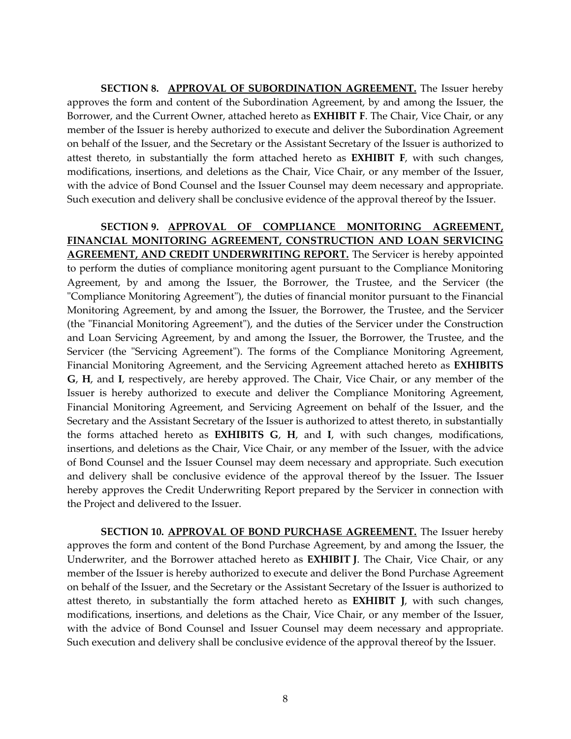**SECTION 8. <u>APPROVAL OF SUBORDINATION AGREEMENT.</u>** The Issuer hereby approves the form and content of the Subordination Agreement, by and among the Issuer, the Borrower, and the Current Owner, attached hereto as **EXHIBIT F**. The Chair, Vice Chair, or any member of the Issuer is hereby authorized to execute and deliver the Subordination Agreement on behalf of the Issuer, and the Secretary or the Assistant Secretary of the Issuer is authorized to attest thereto, in substantially the form attached hereto as **EXHIBIT F**, with such changes, modifications, insertions, and deletions as the Chair, Vice Chair, or any member of the Issuer, with the advice of Bond Counsel and the Issuer Counsel may deem necessary and appropriate. Such execution and delivery shall be conclusive evidence of the approval thereof by the Issuer.

**SECTION 9. <u>APPROVAL OF COMPLIANCE MONITORING AGREEMENT, FINANCIAL MONITORING AGREEMENT, CONSTRUCTION AND LOAN SERVICING AGREEMENT, AND CREDIT UNDERWRITING REPORT.</u>** The Servicer is hereby appointed to perform the duties of compliance monitoring agent pursuant to the Compliance Monitoring Agreement, by and among the Issuer, the Borrower, the Trustee, and the Servicer (the "Compliance Monitoring Agreement"), the duties of financial monitor pursuant to the Financial Monitoring Agreement, by and among the Issuer, the Borrower, the Trustee, and the Servicer (the "Financial Monitoring Agreement"), and the duties of the Servicer under the Construction and Loan Servicing Agreement, by and among the Issuer, the Borrower, the Trustee, and the Servicer (the "Servicing Agreement"). The forms of the Compliance Monitoring Agreement, Financial Monitoring Agreement, and the Servicing Agreement attached hereto as **EXHIBITS G**, **H**, and **I**, respectively, are hereby approved. The Chair, Vice Chair, or any member of the Issuer is hereby authorized to execute and deliver the Compliance Monitoring Agreement, Financial Monitoring Agreement, and Servicing Agreement on behalf of the Issuer, and the Secretary and the Assistant Secretary of the Issuer is authorized to attest thereto, in substantially the forms attached hereto as **EXHIBITS G**, **H**, and **I**, with such changes, modifications, insertions, and deletions as the Chair, Vice Chair, or any member of the Issuer, with the advice of Bond Counsel and the Issuer Counsel may deem necessary and appropriate. Such execution and delivery shall be conclusive evidence of the approval thereof by the Issuer. The Issuer hereby approves the Credit Underwriting Report prepared by the Servicer in connection with the Project and delivered to the Issuer.

**SECTION 10. <u>APPROVAL OF BOND PURCHASE AGREEMENT.</u>** The Issuer hereby approves the form and content of the Bond Purchase Agreement, by and among the Issuer, the Underwriter, and the Borrower attached hereto as **EXHIBIT J**. The Chair, Vice Chair, or any member of the Issuer is hereby authorized to execute and deliver the Bond Purchase Agreement on behalf of the Issuer, and the Secretary or the Assistant Secretary of the Issuer is authorized to attest thereto, in substantially the form attached hereto as **EXHIBIT J**, with such changes, modifications, insertions, and deletions as the Chair, Vice Chair, or any member of the Issuer, with the advice of Bond Counsel and Issuer Counsel may deem necessary and appropriate. Such execution and delivery shall be conclusive evidence of the approval thereof by the Issuer.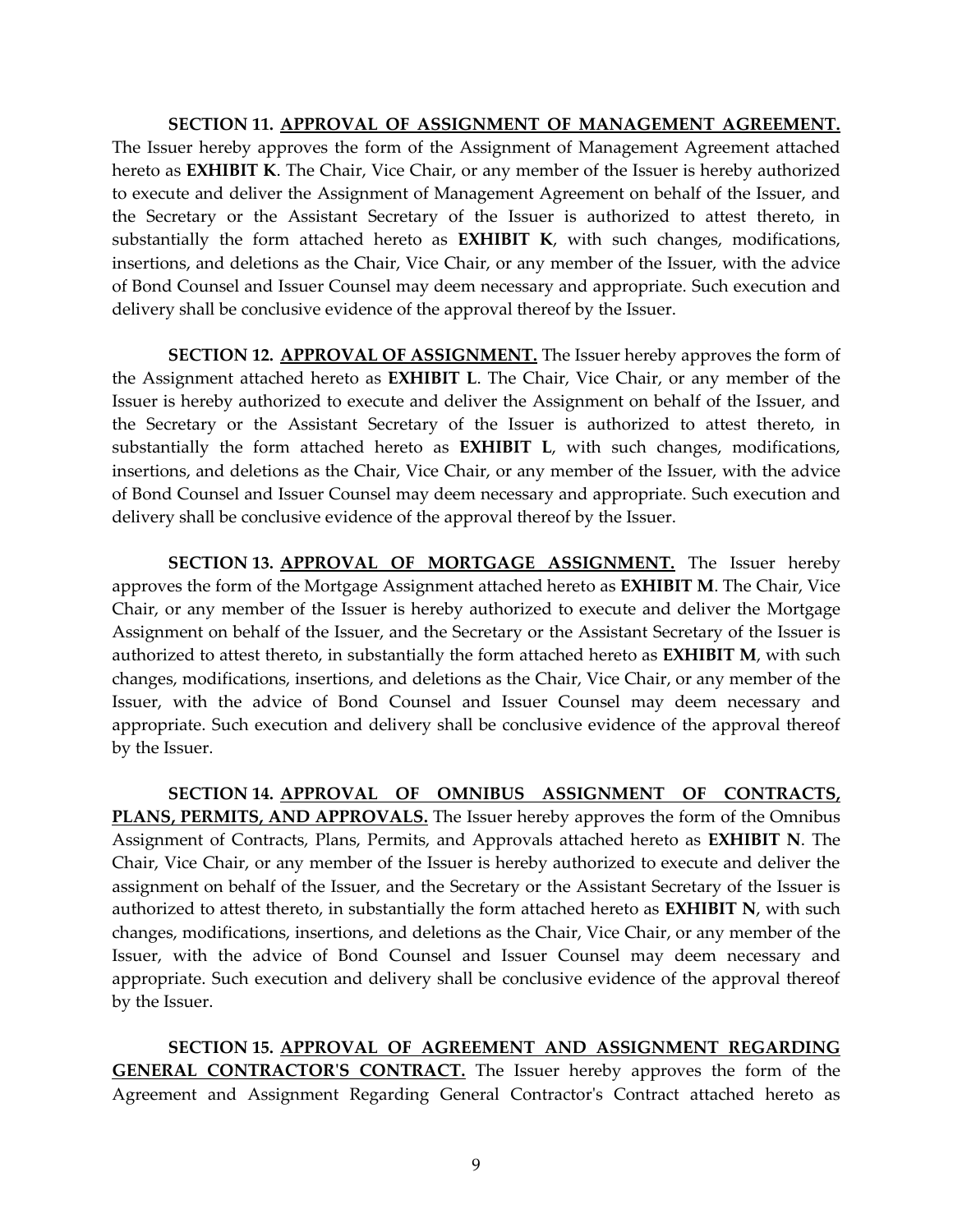**SECTION 11. <u>APPROVAL OF ASSIGNMENT OF MANAGEMENT AGREEMENT.</u>** The Issuer hereby approves the form of the Assignment of Management Agreement attached hereto as **EXHIBIT K**. The Chair, Vice Chair, or any member of the Issuer is hereby authorized to execute and deliver the Assignment of Management Agreement on behalf of the Issuer, and the Secretary or the Assistant Secretary of the Issuer is authorized to attest thereto, in substantially the form attached hereto as **EXHIBIT K**, with such changes, modifications, insertions, and deletions as the Chair, Vice Chair, or any member of the Issuer, with the advice of Bond Counsel and Issuer Counsel may deem necessary and appropriate. Such execution and delivery shall be conclusive evidence of the approval thereof by the Issuer.

**SECTION 12. <u>APPROVAL OF ASSIGNMENT.</u>** The Issuer hereby approves the form of the Assignment attached hereto as **EXHIBIT L**. The Chair, Vice Chair, or any member of the Issuer is hereby authorized to execute and deliver the Assignment on behalf of the Issuer, and the Secretary or the Assistant Secretary of the Issuer is authorized to attest thereto, in substantially the form attached hereto as **EXHIBIT L**, with such changes, modifications, insertions, and deletions as the Chair, Vice Chair, or any member of the Issuer, with the advice of Bond Counsel and Issuer Counsel may deem necessary and appropriate. Such execution and delivery shall be conclusive evidence of the approval thereof by the Issuer.

**SECTION 13. <u>APPROVAL OF MORTGAGE ASSIGNMENT.</u>** The Issuer hereby approves the form of the Mortgage Assignment attached hereto as **EXHIBIT M**. The Chair, Vice Chair, or any member of the Issuer is hereby authorized to execute and deliver the Mortgage Assignment on behalf of the Issuer, and the Secretary or the Assistant Secretary of the Issuer is authorized to attest thereto, in substantially the form attached hereto as **EXHIBIT M**, with such changes, modifications, insertions, and deletions as the Chair, Vice Chair, or any member of the Issuer, with the advice of Bond Counsel and Issuer Counsel may deem necessary and appropriate. Such execution and delivery shall be conclusive evidence of the approval thereof by the Issuer.

**SECTION 14. <u>APPROVAL OF OMNIBUS ASSIGNMENT OF CONTRACTS, PLANS, PERMITS, AND APPROVALS.</u>** The Issuer hereby approves the form of the Omnibus Assignment of Contracts, Plans, Permits, and Approvals attached hereto as **EXHIBIT N**. The Chair, Vice Chair, or any member of the Issuer is hereby authorized to execute and deliver the assignment on behalf of the Issuer, and the Secretary or the Assistant Secretary of the Issuer is authorized to attest thereto, in substantially the form attached hereto as **EXHIBIT N**, with such changes, modifications, insertions, and deletions as the Chair, Vice Chair, or any member of the Issuer, with the advice of Bond Counsel and Issuer Counsel may deem necessary and appropriate. Such execution and delivery shall be conclusive evidence of the approval thereof by the Issuer.

**SECTION 15. <u>APPROVAL OF AGREEMENT AND ASSIGNMENT REGARDING GENERAL CONTRACTOR'S CONTRACT.</u>** The Issuer hereby approves the form of the Agreement and Assignment Regarding General Contractor's Contract attached hereto as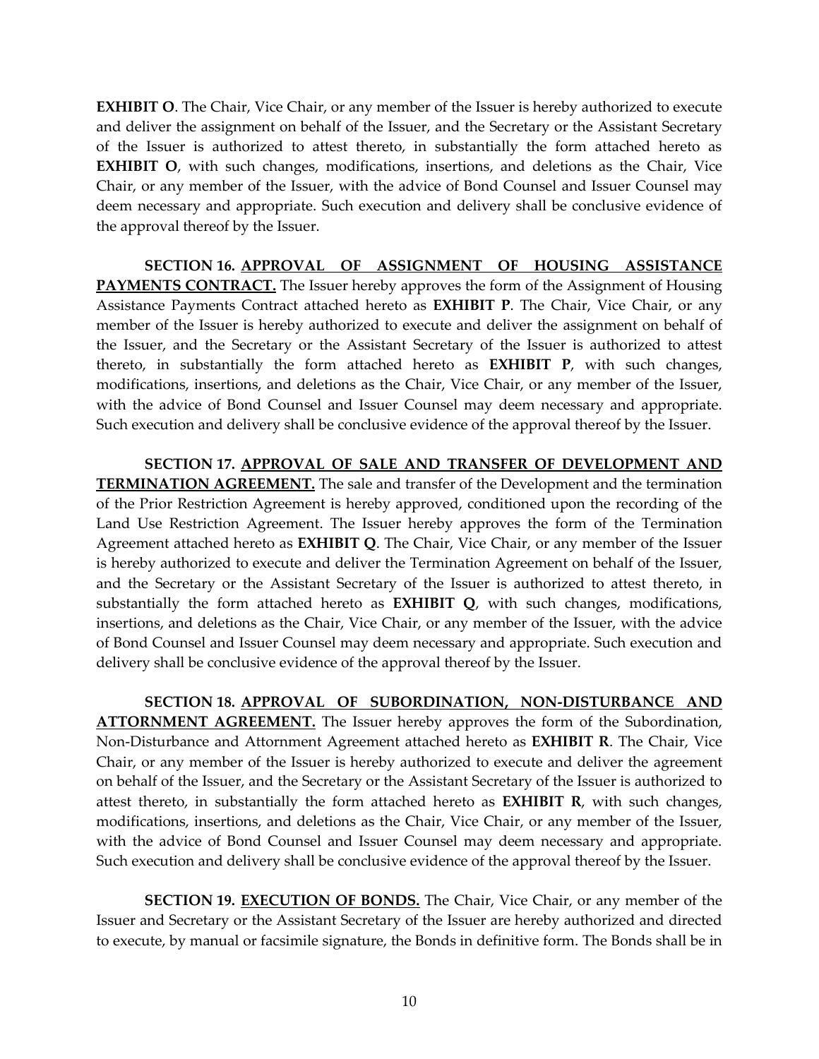**EXHIBIT O**. The Chair, Vice Chair, or any member of the Issuer is hereby authorized to execute and deliver the assignment on behalf of the Issuer, and the Secretary or the Assistant Secretary of the Issuer is authorized to attest thereto, in substantially the form attached hereto as **EXHIBIT O**, with such changes, modifications, insertions, and deletions as the Chair, Vice Chair, or any member of the Issuer, with the advice of Bond Counsel and Issuer Counsel may deem necessary and appropriate. Such execution and delivery shall be conclusive evidence of the approval thereof by the Issuer.

**SECTION 16. <u>APPROVAL OF ASSIGNMENT OF HOUSING ASSISTANCE PAYMENTS CONTRACT.</u>** The Issuer hereby approves the form of the Assignment of Housing Assistance Payments Contract attached hereto as **EXHIBIT P**. The Chair, Vice Chair, or any member of the Issuer is hereby authorized to execute and deliver the assignment on behalf of the Issuer, and the Secretary or the Assistant Secretary of the Issuer is authorized to attest thereto, in substantially the form attached hereto as **EXHIBIT P**, with such changes, modifications, insertions, and deletions as the Chair, Vice Chair, or any member of the Issuer, with the advice of Bond Counsel and Issuer Counsel may deem necessary and appropriate. Such execution and delivery shall be conclusive evidence of the approval thereof by the Issuer.

**SECTION 17. <u>APPROVAL OF SALE AND TRANSFER OF DEVELOPMENT AND TERMINATION AGREEMENT.</u>** The sale and transfer of the Development and the termination of the Prior Restriction Agreement is hereby approved, conditioned upon the recording of the Land Use Restriction Agreement. The Issuer hereby approves the form of the Termination Agreement attached hereto as **EXHIBIT Q**. The Chair, Vice Chair, or any member of the Issuer is hereby authorized to execute and deliver the Termination Agreement on behalf of the Issuer, and the Secretary or the Assistant Secretary of the Issuer is authorized to attest thereto, in substantially the form attached hereto as **EXHIBIT Q**, with such changes, modifications, insertions, and deletions as the Chair, Vice Chair, or any member of the Issuer, with the advice of Bond Counsel and Issuer Counsel may deem necessary and appropriate. Such execution and delivery shall be conclusive evidence of the approval thereof by the Issuer.

**SECTION 18. <u>APPROVAL OF SUBORDINATION, NON-DISTURBANCE AND ATTORNMENT AGREEMENT.</u>** The Issuer hereby approves the form of the Subordination, Non-Disturbance and Attornment Agreement attached hereto as **EXHIBIT R**. The Chair, Vice Chair, or any member of the Issuer is hereby authorized to execute and deliver the agreement on behalf of the Issuer, and the Secretary or the Assistant Secretary of the Issuer is authorized to attest thereto, in substantially the form attached hereto as **EXHIBIT R**, with such changes, modifications, insertions, and deletions as the Chair, Vice Chair, or any member of the Issuer, with the advice of Bond Counsel and Issuer Counsel may deem necessary and appropriate. Such execution and delivery shall be conclusive evidence of the approval thereof by the Issuer.

**SECTION 19. <u>EXECUTION OF BONDS.</u>** The Chair, Vice Chair, or any member of the Issuer and Secretary or the Assistant Secretary of the Issuer are hereby authorized and directed to execute, by manual or facsimile signature, the Bonds in definitive form. The Bonds shall be in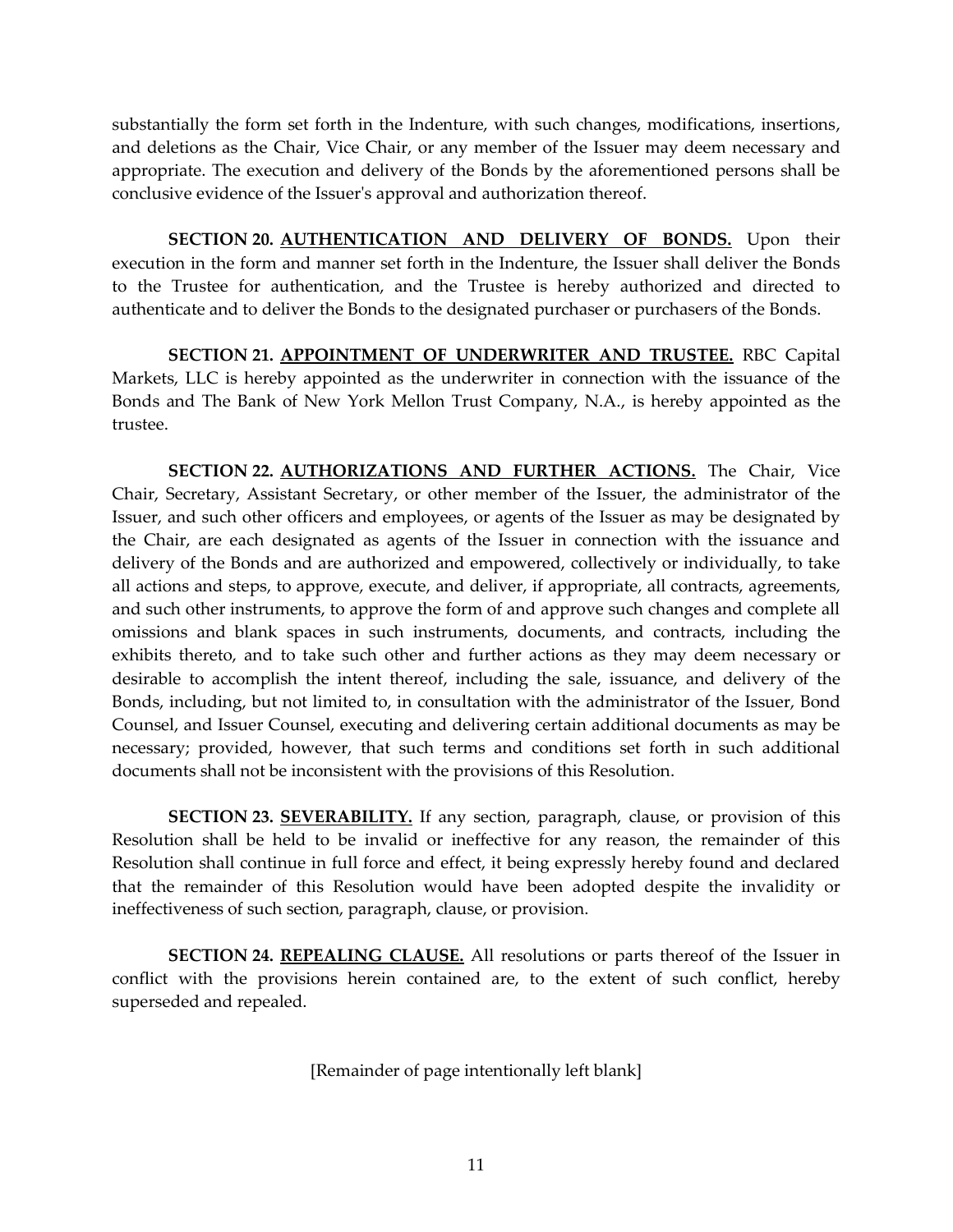substantially the form set forth in the Indenture, with such changes, modifications, insertions, and deletions as the Chair, Vice Chair, or any member of the Issuer may deem necessary and appropriate. The execution and delivery of the Bonds by the aforementioned persons shall be conclusive evidence of the Issuer's approval and authorization thereof.

**SECTION 20. <u>AUTHENTICATION AND DELIVERY OF BONDS.</u>** Upon their execution in the form and manner set forth in the Indenture, the Issuer shall deliver the Bonds to the Trustee for authentication, and the Trustee is hereby authorized and directed to authenticate and to deliver the Bonds to the designated purchaser or purchasers of the Bonds.

**SECTION 21. <u>APPOINTMENT OF UNDERWRITER AND TRUSTEE.</u>** RBC Capital Markets, LLC is hereby appointed as the underwriter in connection with the issuance of the Bonds and The Bank of New York Mellon Trust Company, N.A., is hereby appointed as the trustee.

**SECTION 22. <u>AUTHORIZATIONS AND FURTHER ACTIONS.</u>** The Chair, Vice Chair, Secretary, Assistant Secretary, or other member of the Issuer, the administrator of the Issuer, and such other officers and employees, or agents of the Issuer as may be designated by the Chair, are each designated as agents of the Issuer in connection with the issuance and delivery of the Bonds and are authorized and empowered, collectively or individually, to take all actions and steps, to approve, execute, and deliver, if appropriate, all contracts, agreements, and such other instruments, to approve the form of and approve such changes and complete all omissions and blank spaces in such instruments, documents, and contracts, including the exhibits thereto, and to take such other and further actions as they may deem necessary or desirable to accomplish the intent thereof, including the sale, issuance, and delivery of the Bonds, including, but not limited to, in consultation with the administrator of the Issuer, Bond Counsel, and Issuer Counsel, executing and delivering certain additional documents as may be necessary; provided, however, that such terms and conditions set forth in such additional documents shall not be inconsistent with the provisions of this Resolution.

**SECTION 23. <u>SEVERABILITY.</u>** If any section, paragraph, clause, or provision of this Resolution shall be held to be invalid or ineffective for any reason, the remainder of this Resolution shall continue in full force and effect, it being expressly hereby found and declared that the remainder of this Resolution would have been adopted despite the invalidity or ineffectiveness of such section, paragraph, clause, or provision.

**SECTION 24. <u>REPEALING CLAUSE.</u>** All resolutions or parts thereof of the Issuer in conflict with the provisions herein contained are, to the extent of such conflict, hereby superseded and repealed.

[Remainder of page intentionally left blank]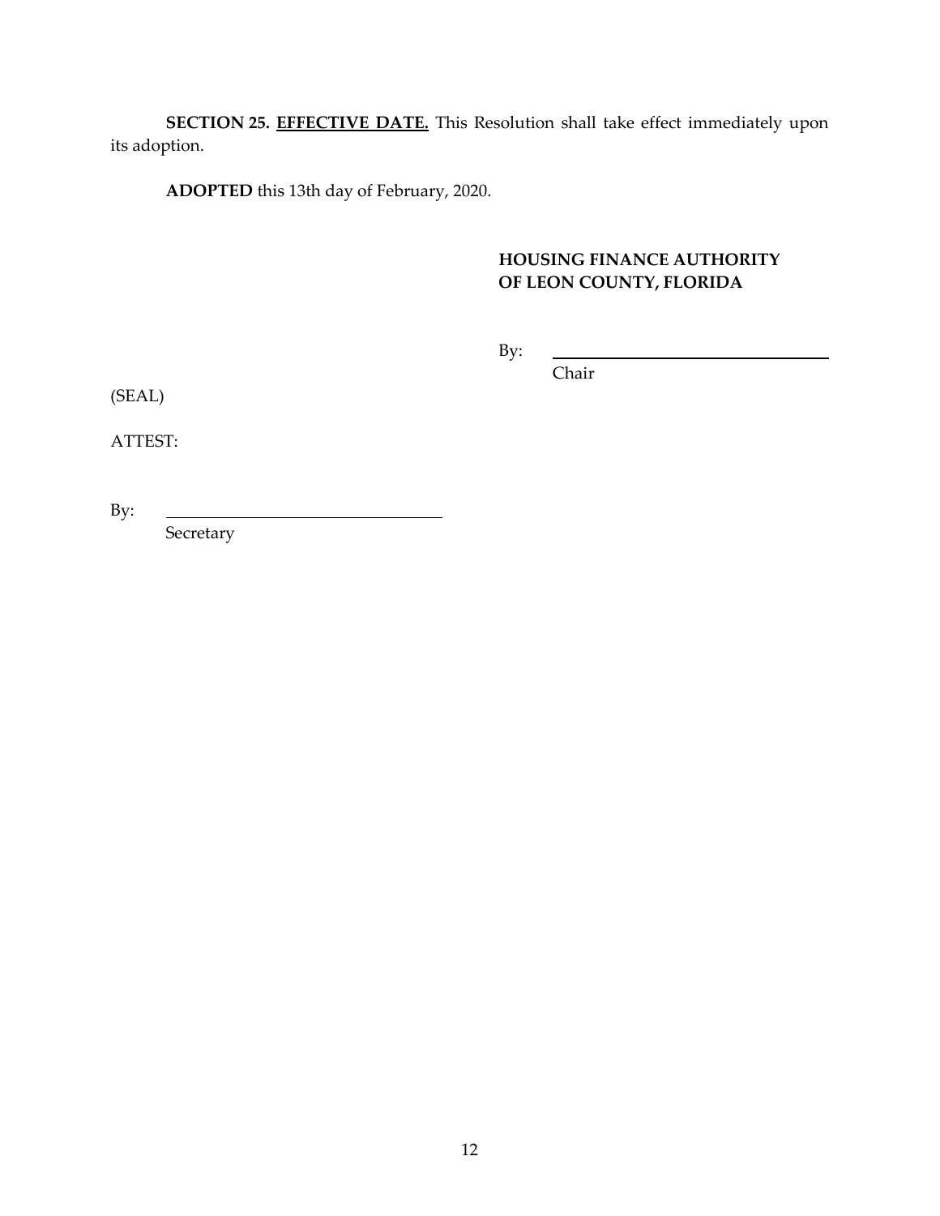**SECTION 25. <u>EFFECTIVE DATE.</u>** This Resolution shall take effect immediately upon its adoption.

**ADOPTED** this 13th day of February, 2020.

**HOUSING FINANCE AUTHORITY OF LEON COUNTY, FLORIDA**

By: \_\_\_\_\_\_\_\_\_\_\_\_\_\_\_\_\_\_\_\_\_\_\_\_\_\_\_\_\_\_
Chair

(SEAL)

ATTEST:

By: \_\_\_\_\_\_\_\_\_\_\_\_\_\_\_\_\_\_\_\_\_\_\_\_\_\_\_\_\_\_
Secretary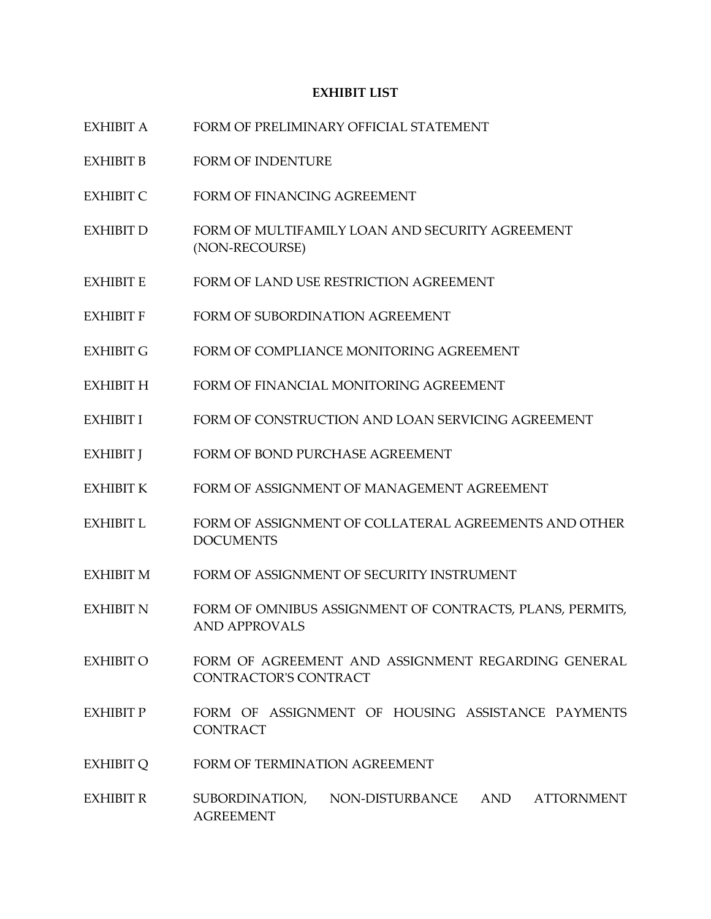**EXHIBIT LIST**

| | |
|---|---|
| EXHIBIT A | FORM OF PRELIMINARY OFFICIAL STATEMENT |
| EXHIBIT B | FORM OF INDENTURE |
| EXHIBIT C | FORM OF FINANCING AGREEMENT |
| EXHIBIT D | FORM OF MULTIFAMILY LOAN AND SECURITY AGREEMENT (NON-RECOURSE) |
| EXHIBIT E | FORM OF LAND USE RESTRICTION AGREEMENT |
| EXHIBIT F | FORM OF SUBORDINATION AGREEMENT |
| EXHIBIT G | FORM OF COMPLIANCE MONITORING AGREEMENT |
| EXHIBIT H | FORM OF FINANCIAL MONITORING AGREEMENT |
| EXHIBIT I | FORM OF CONSTRUCTION AND LOAN SERVICING AGREEMENT |
| EXHIBIT J | FORM OF BOND PURCHASE AGREEMENT |
| EXHIBIT K | FORM OF ASSIGNMENT OF MANAGEMENT AGREEMENT |
| EXHIBIT L | FORM OF ASSIGNMENT OF COLLATERAL AGREEMENTS AND OTHER DOCUMENTS |
| EXHIBIT M | FORM OF ASSIGNMENT OF SECURITY INSTRUMENT |
| EXHIBIT N | FORM OF OMNIBUS ASSIGNMENT OF CONTRACTS, PLANS, PERMITS, AND APPROVALS |
| EXHIBIT O | FORM OF AGREEMENT AND ASSIGNMENT REGARDING GENERAL CONTRACTOR'S CONTRACT |
| EXHIBIT P | FORM OF ASSIGNMENT OF HOUSING ASSISTANCE PAYMENTS CONTRACT |
| EXHIBIT Q | FORM OF TERMINATION AGREEMENT |
| EXHIBIT R | SUBORDINATION, NON-DISTURBANCE AND ATTORNMENT AGREEMENT |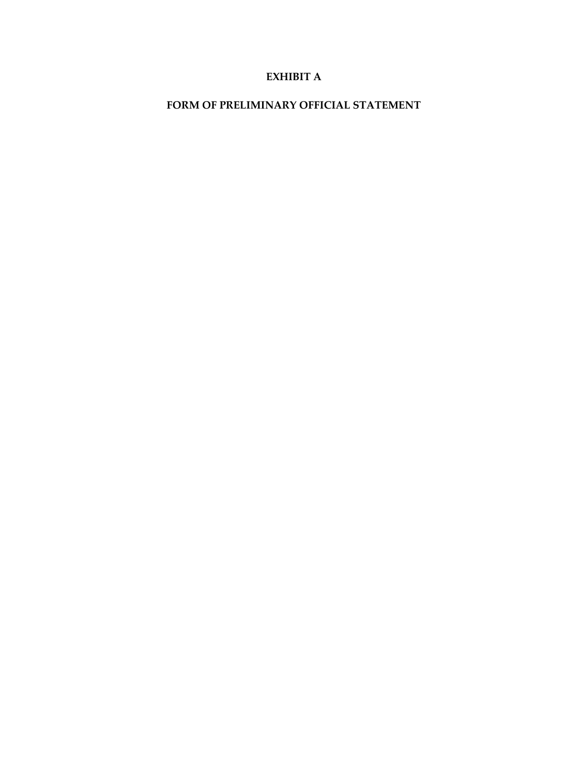# EXHIBIT A

# FORM OF PRELIMINARY OFFICIAL STATEMENT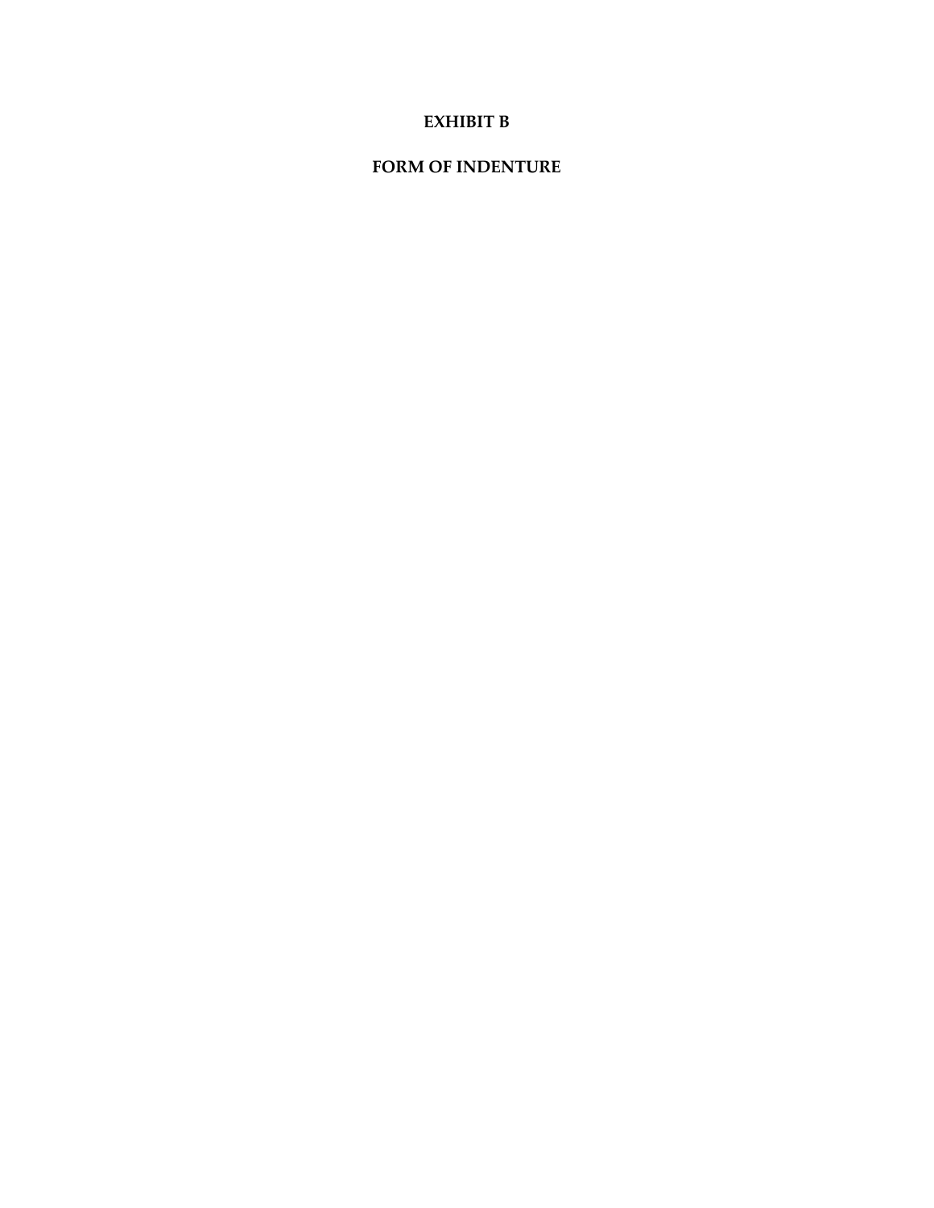# EXHIBIT B

# FORM OF INDENTURE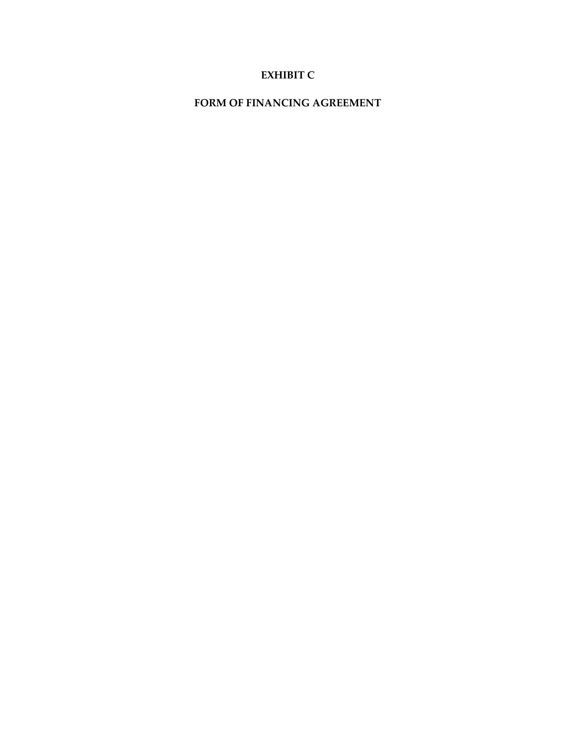# EXHIBIT C

# FORM OF FINANCING AGREEMENT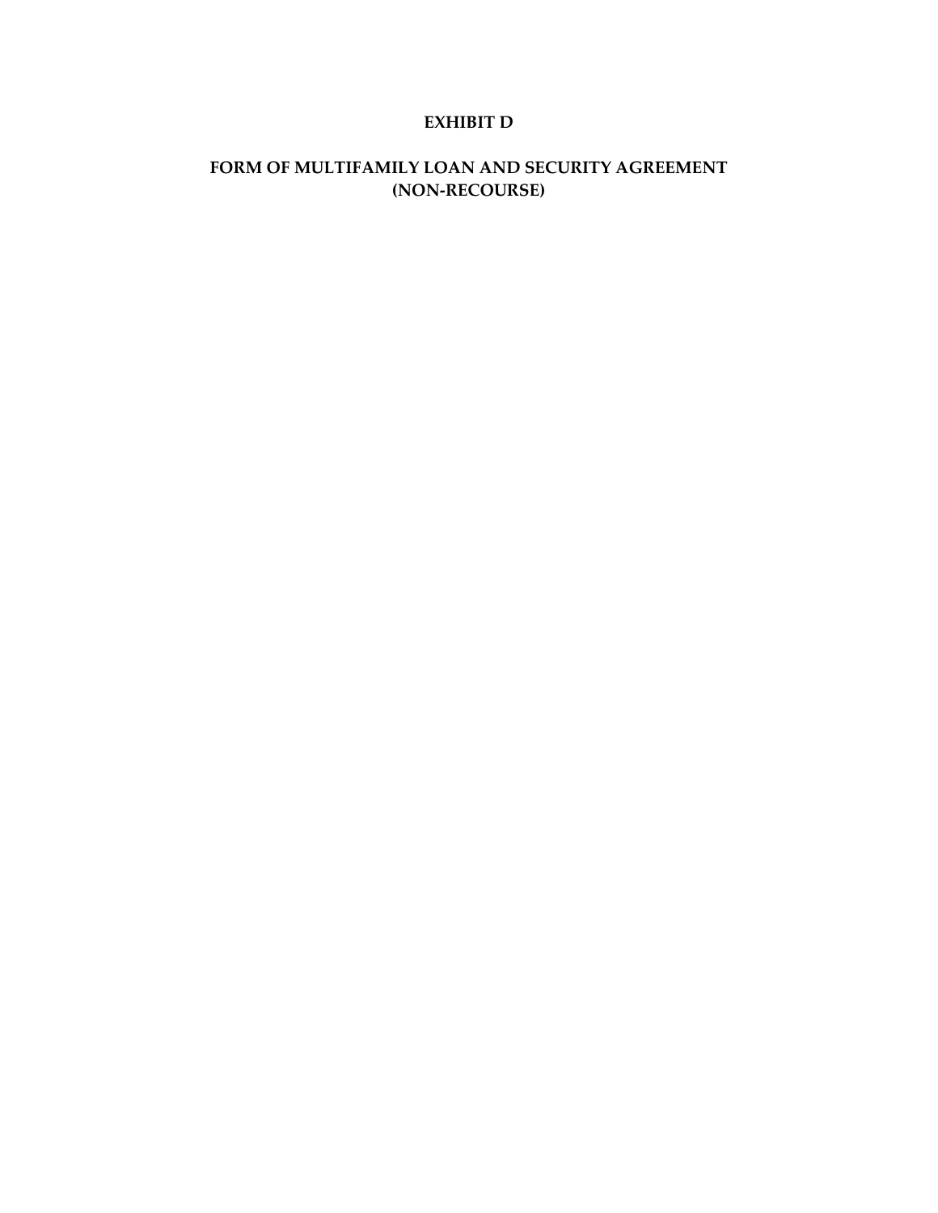# EXHIBIT D

## FORM OF MULTIFAMILY LOAN AND SECURITY AGREEMENT (NON-RECOURSE)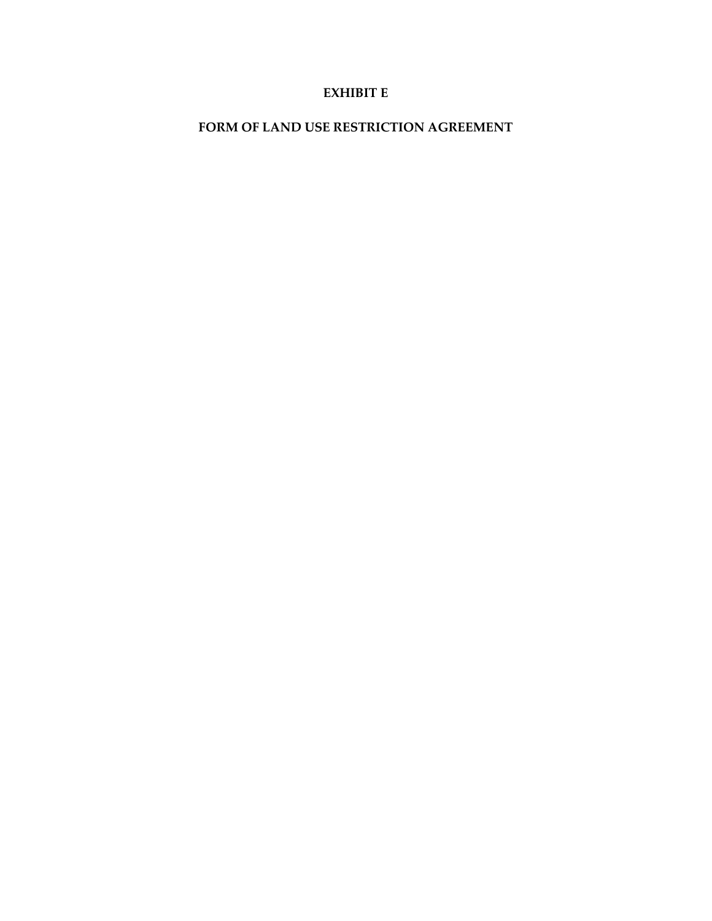# EXHIBIT E

# FORM OF LAND USE RESTRICTION AGREEMENT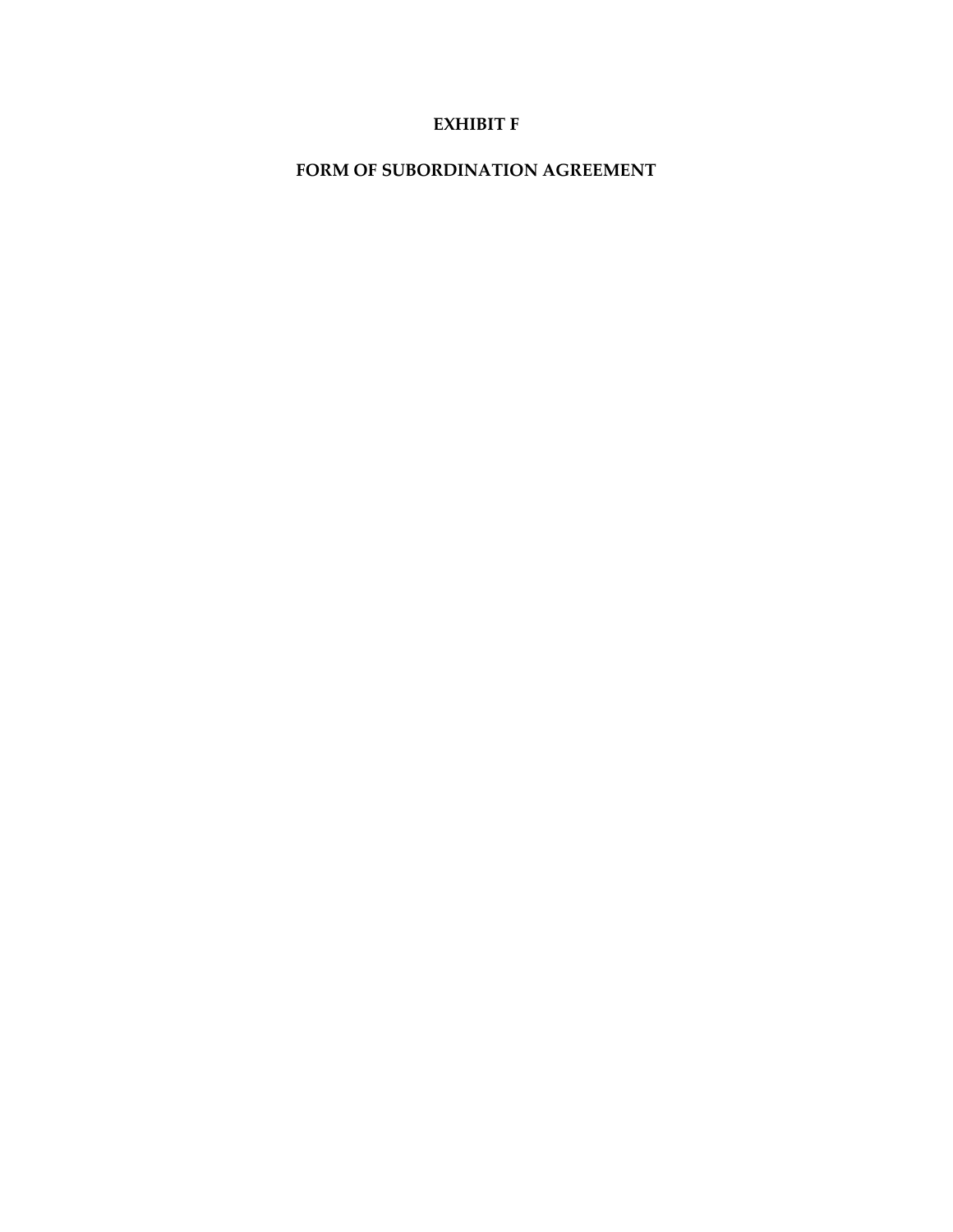# EXHIBIT F

# FORM OF SUBORDINATION AGREEMENT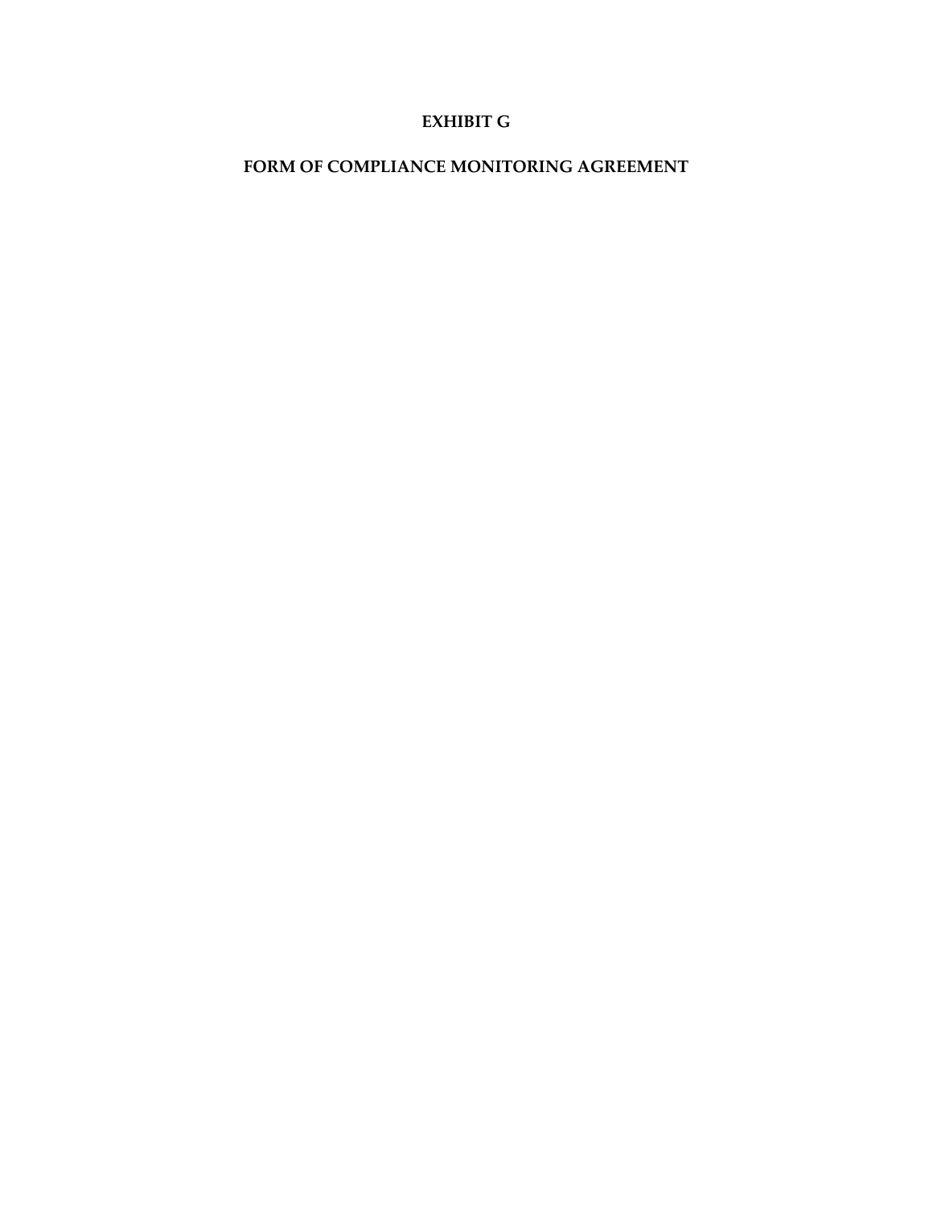# EXHIBIT G

# FORM OF COMPLIANCE MONITORING AGREEMENT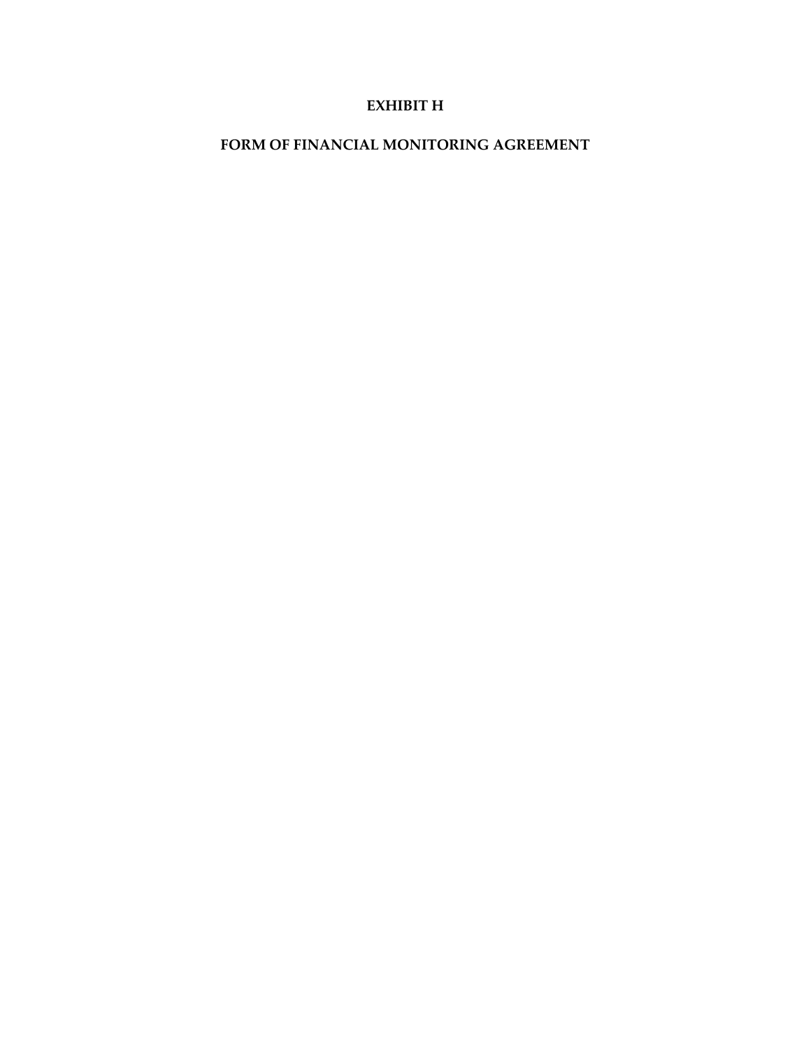# EXHIBIT H

## FORM OF FINANCIAL MONITORING AGREEMENT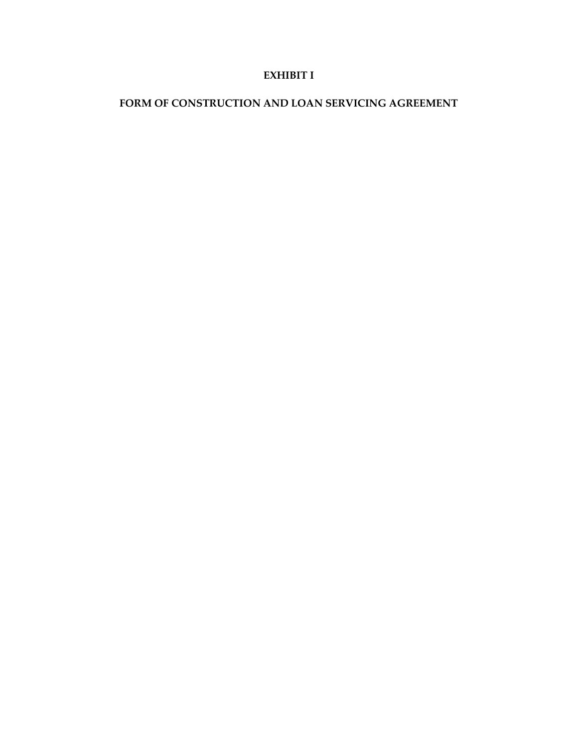# EXHIBIT I

## FORM OF CONSTRUCTION AND LOAN SERVICING AGREEMENT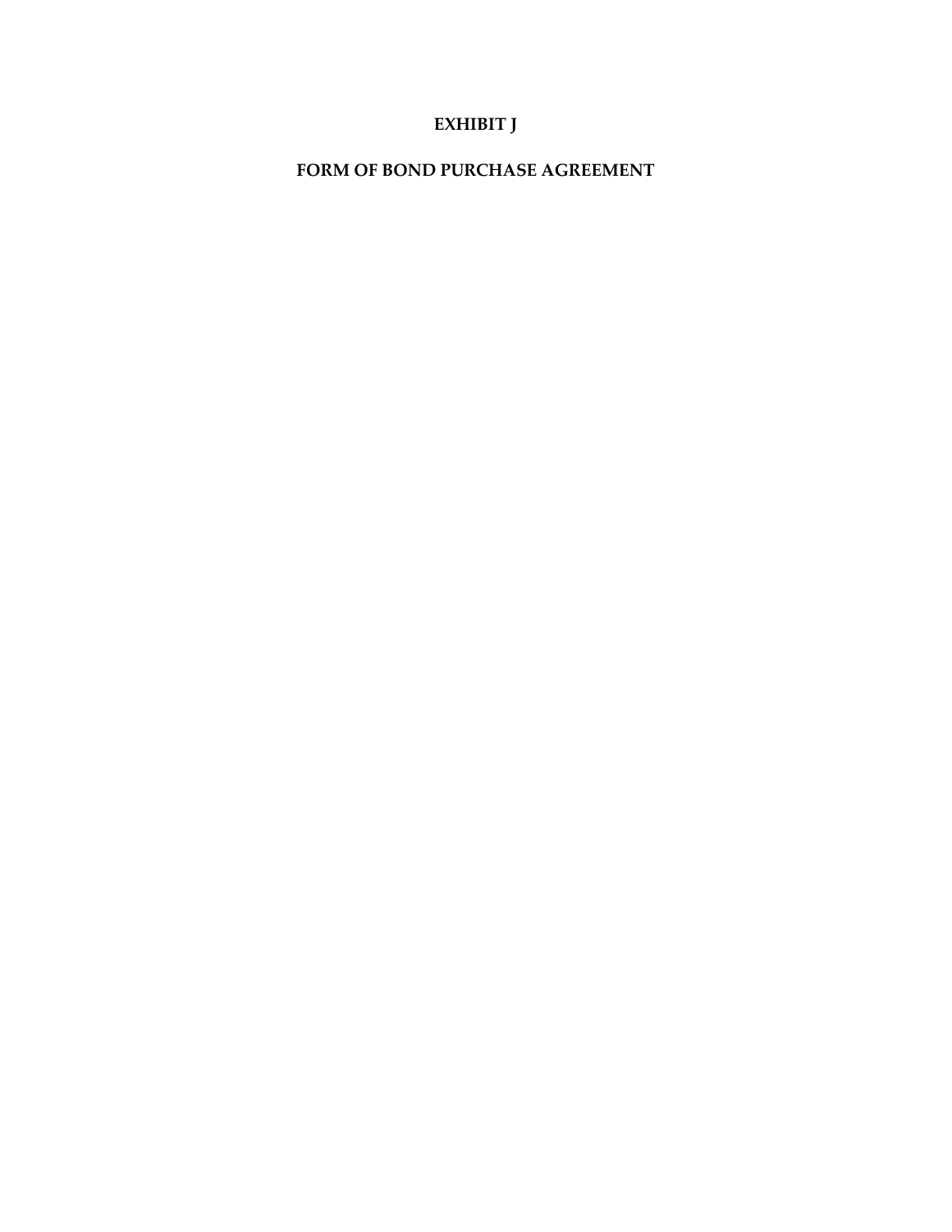# EXHIBIT J

# FORM OF BOND PURCHASE AGREEMENT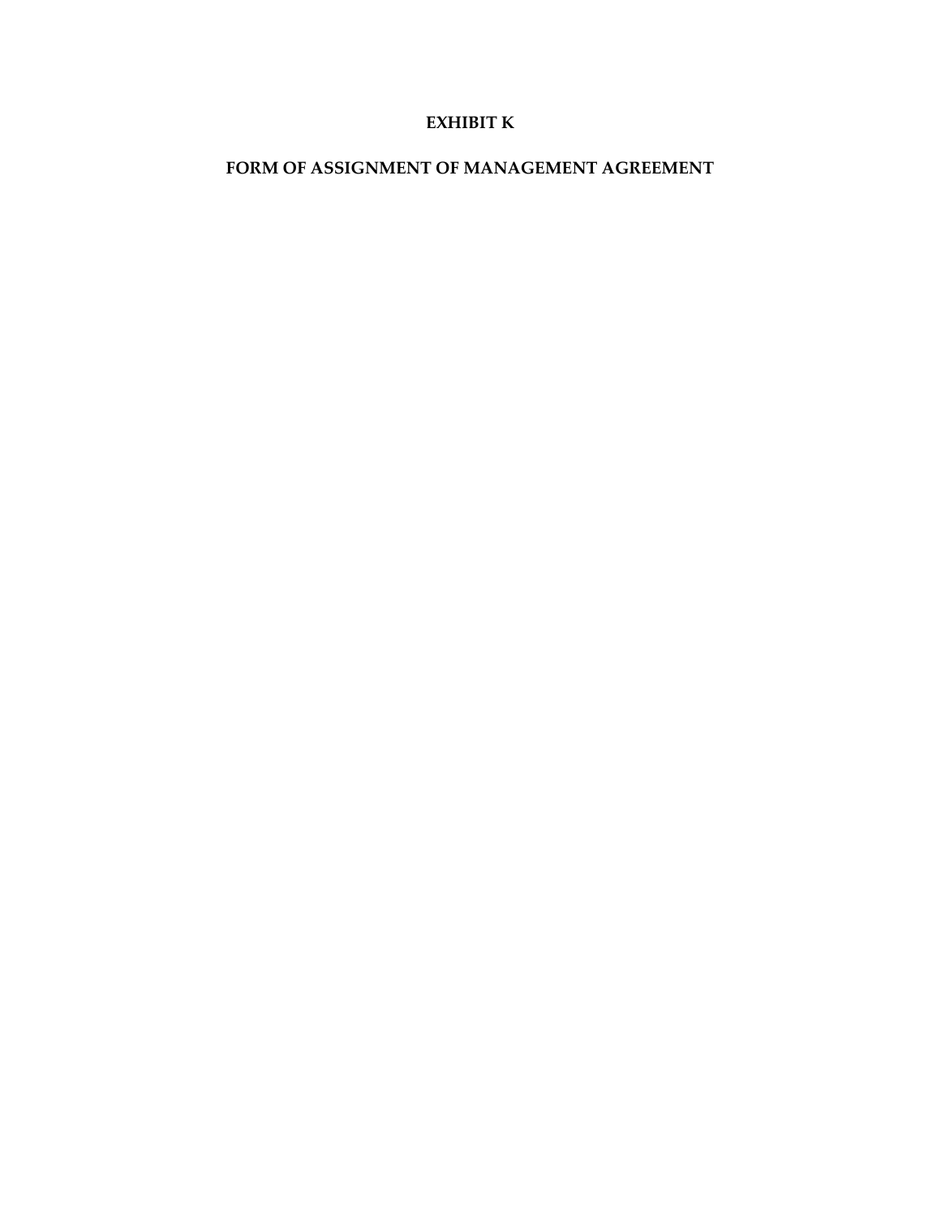# EXHIBIT K

## FORM OF ASSIGNMENT OF MANAGEMENT AGREEMENT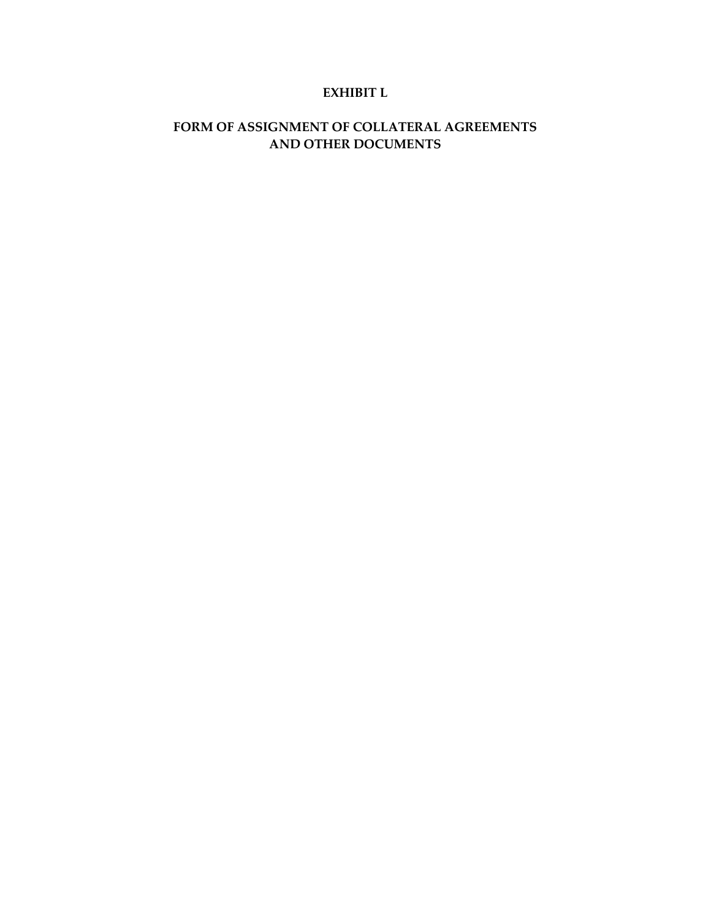# EXHIBIT L

## FORM OF ASSIGNMENT OF COLLATERAL AGREEMENTS AND OTHER DOCUMENTS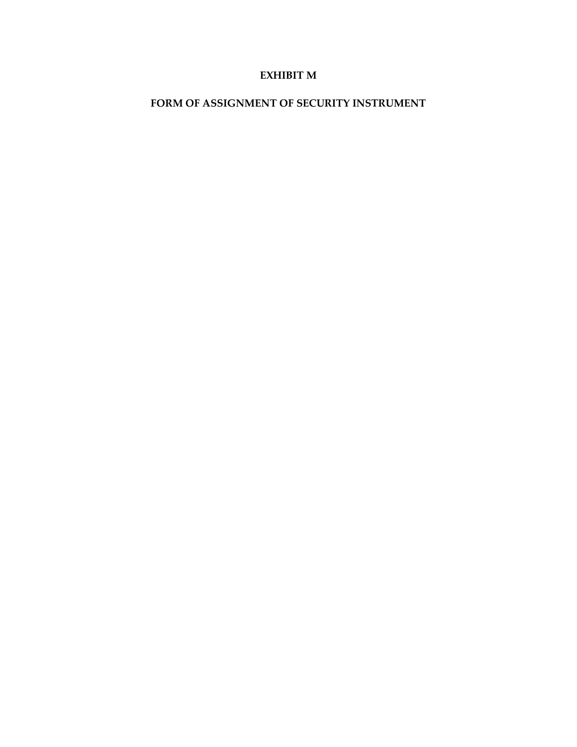# EXHIBIT M

## FORM OF ASSIGNMENT OF SECURITY INSTRUMENT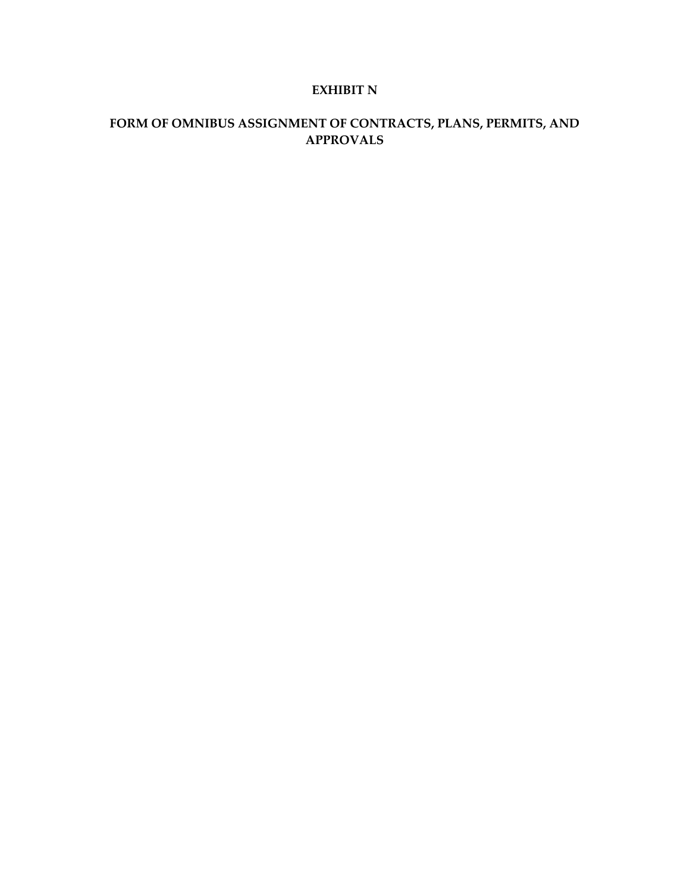# EXHIBIT N

## FORM OF OMNIBUS ASSIGNMENT OF CONTRACTS, PLANS, PERMITS, AND APPROVALS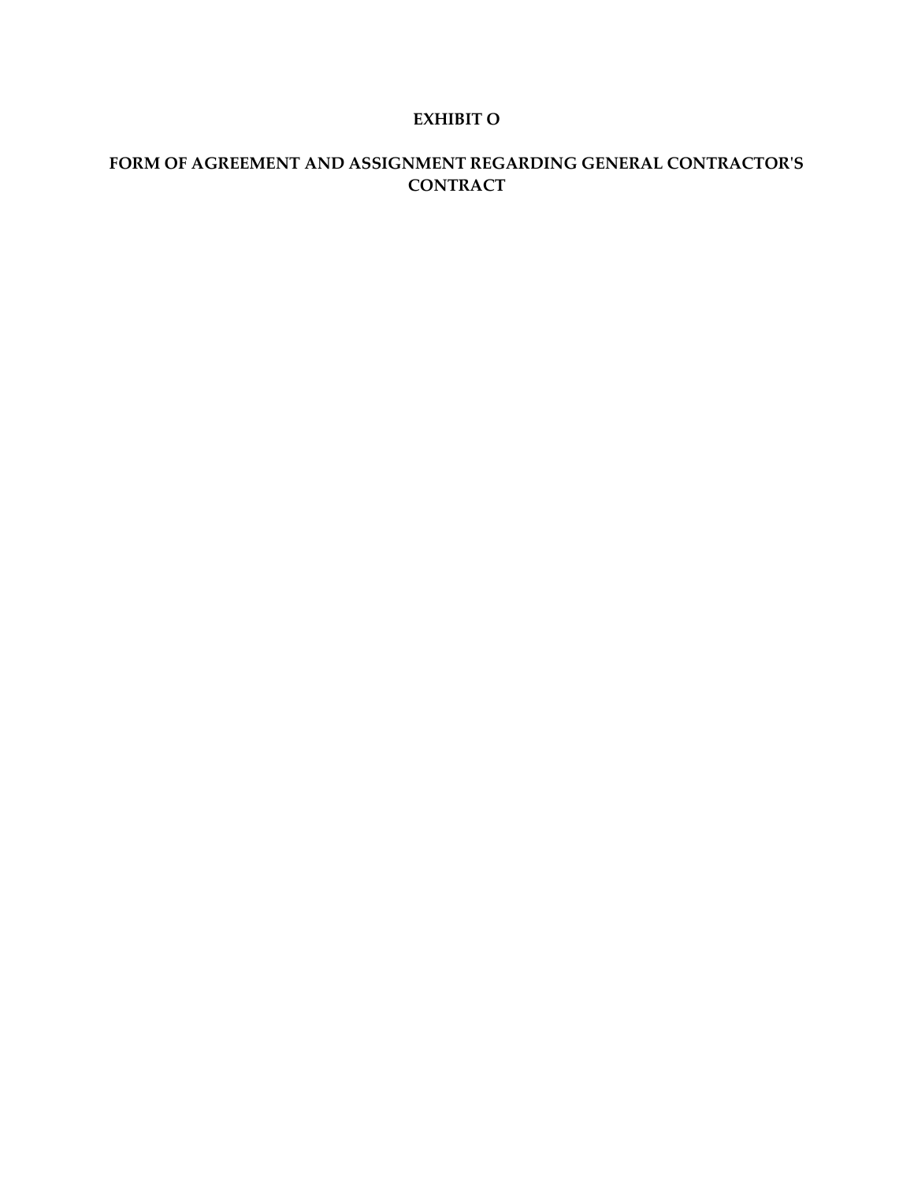# EXHIBIT O

## FORM OF AGREEMENT AND ASSIGNMENT REGARDING GENERAL CONTRACTOR'S CONTRACT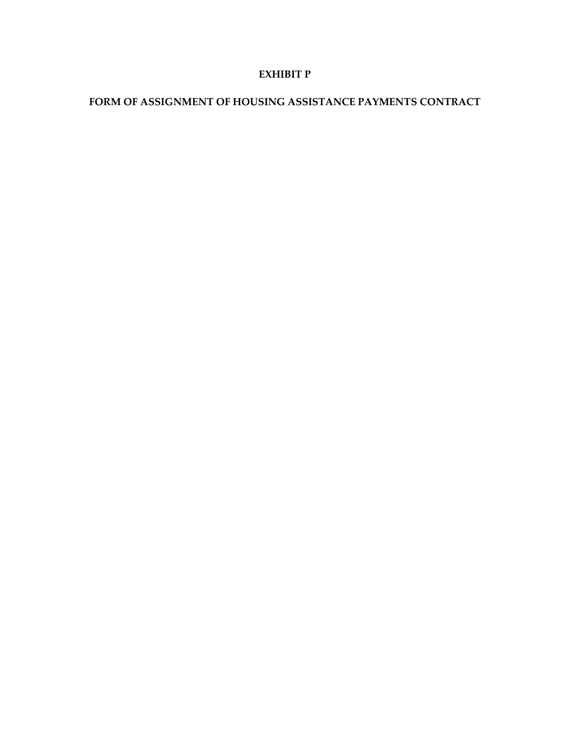# EXHIBIT P

## FORM OF ASSIGNMENT OF HOUSING ASSISTANCE PAYMENTS CONTRACT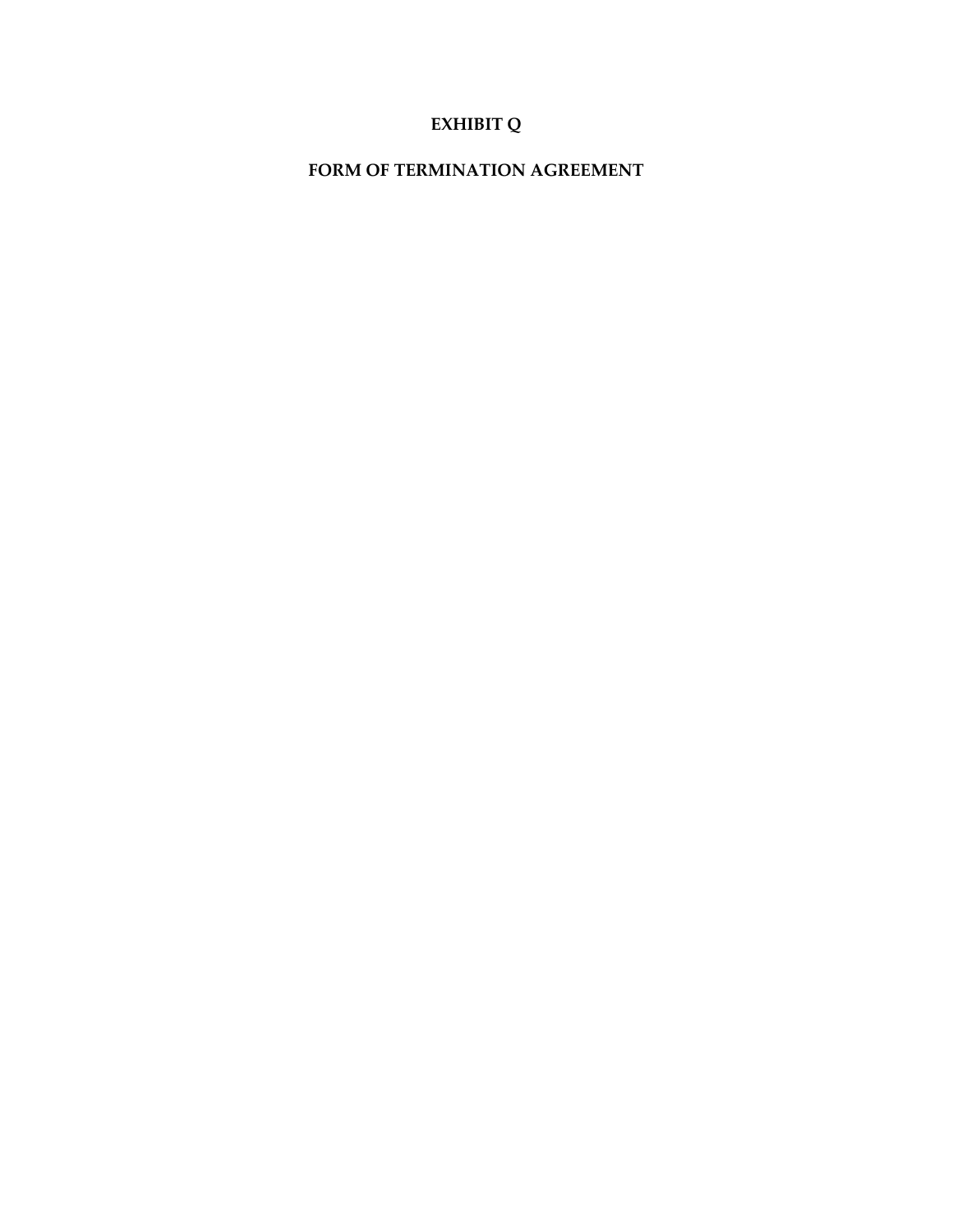# EXHIBIT Q

## FORM OF TERMINATION AGREEMENT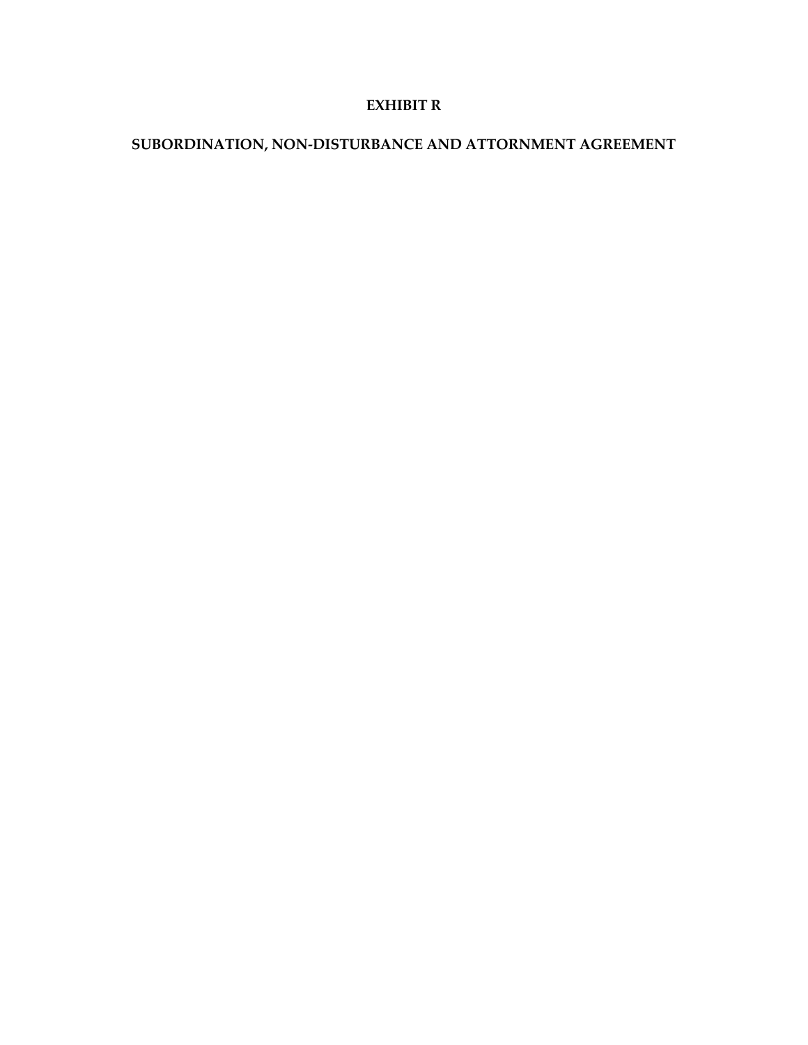**EXHIBIT R**

**SUBORDINATION, NON-DISTURBANCE AND ATTORNMENT AGREEMENT**